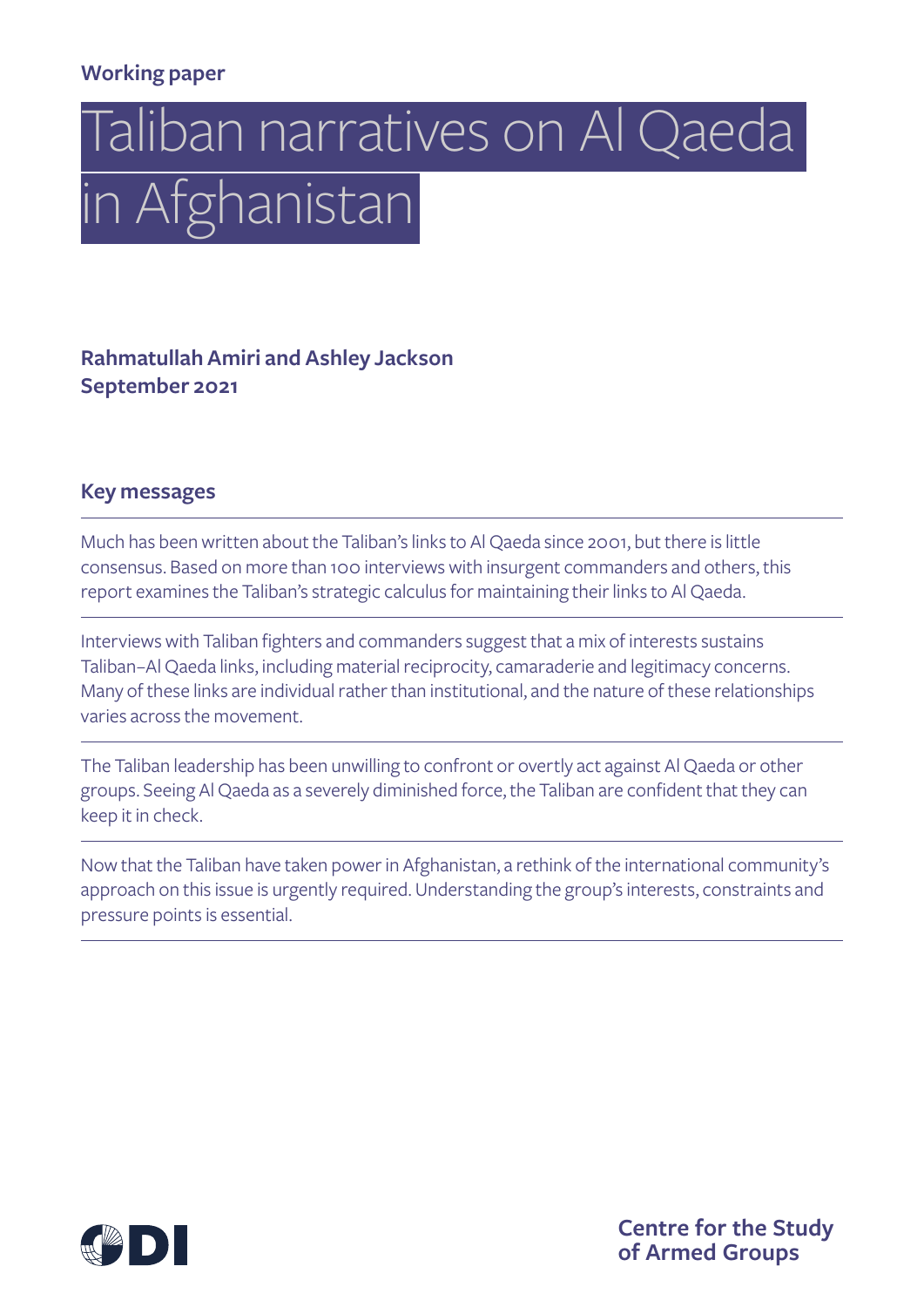Working paper

# Taliban narratives on Al Qaeda in Afghanistan

**Rahmatullah Amiri and Ashley Jackson**
**September 2021**

## Key messages

Much has been written about the Taliban's links to Al Qaeda since 2001, but there is little consensus. Based on more than 100 interviews with insurgent commanders and others, this report examines the Taliban's strategic calculus for maintaining their links to Al Qaeda.

Interviews with Taliban fighters and commanders suggest that a mix of interests sustains Taliban–Al Qaeda links, including material reciprocity, camaraderie and legitimacy concerns. Many of these links are individual rather than institutional, and the nature of these relationships varies across the movement.

The Taliban leadership has been unwilling to confront or overtly act against Al Qaeda or other groups. Seeing Al Qaeda as a severely diminished force, the Taliban are confident that they can keep it in check.

Now that the Taliban have taken power in Afghanistan, a rethink of the international community's approach on this issue is urgently required. Understanding the group's interests, constraints and pressure points is essential.

ODI

Centre for the Study of Armed Groups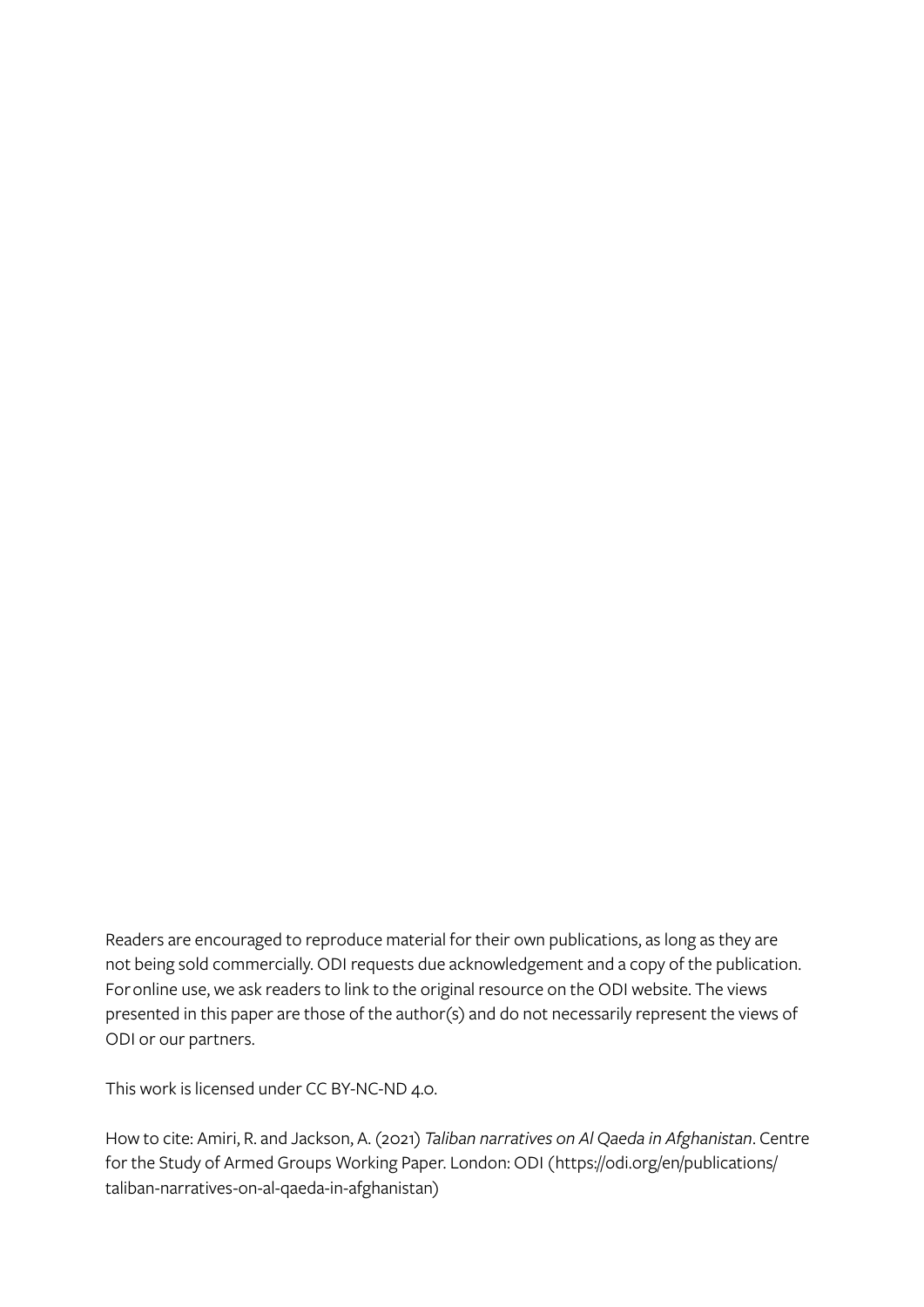Readers are encouraged to reproduce material for their own publications, as long as they are not being sold commercially. ODI requests due acknowledgement and a copy of the publication. For online use, we ask readers to link to the original resource on the ODI website. The views presented in this paper are those of the author(s) and do not necessarily represent the views of ODI or our partners.

This work is licensed under CC BY-NC-ND 4.0.

How to cite: Amiri, R. and Jackson, A. (2021) *Taliban narratives on Al Qaeda in Afghanistan*. Centre for the Study of Armed Groups Working Paper. London: ODI (https://odi.org/en/publications/taliban-narratives-on-al-qaeda-in-afghanistan)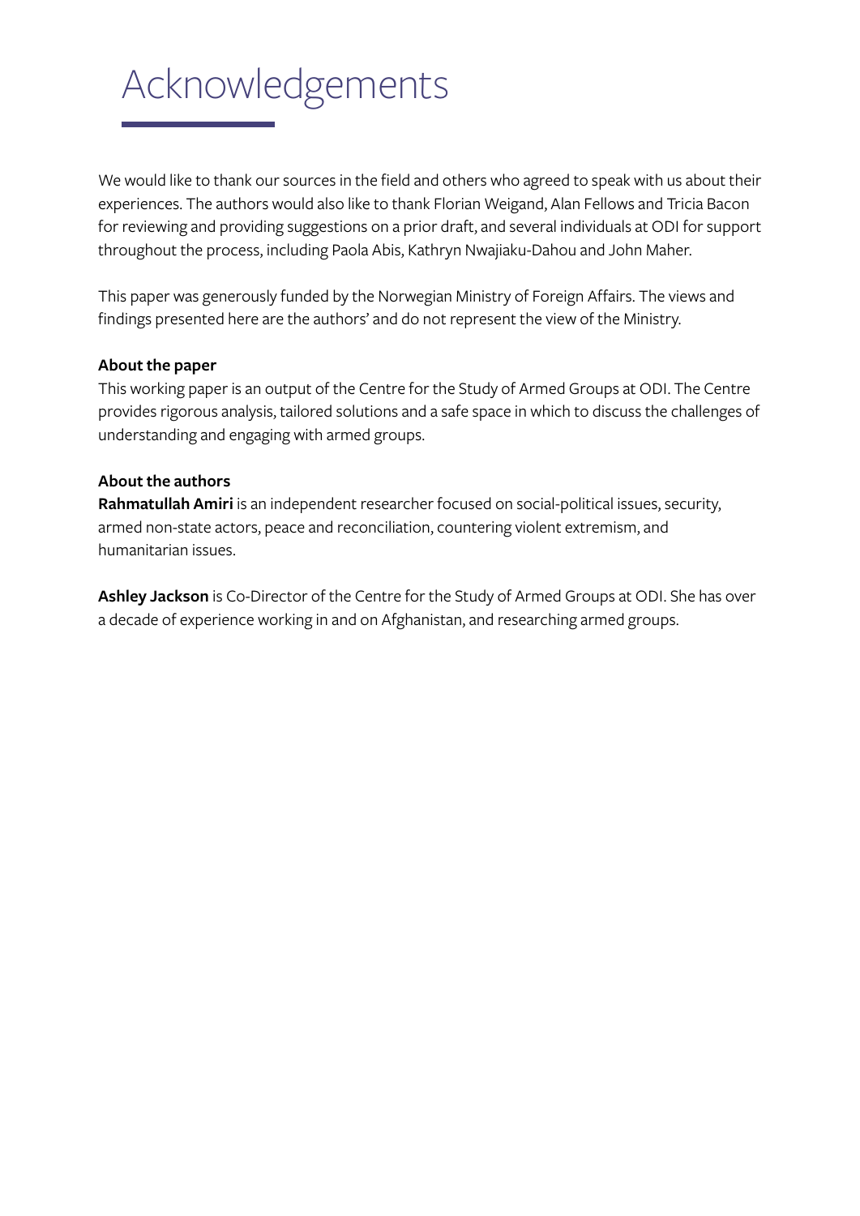# Acknowledgements

We would like to thank our sources in the field and others who agreed to speak with us about their experiences. The authors would also like to thank Florian Weigand, Alan Fellows and Tricia Bacon for reviewing and providing suggestions on a prior draft, and several individuals at ODI for support throughout the process, including Paola Abis, Kathryn Nwajiaku-Dahou and John Maher.

This paper was generously funded by the Norwegian Ministry of Foreign Affairs. The views and findings presented here are the authors' and do not represent the view of the Ministry.

**About the paper**

This working paper is an output of the Centre for the Study of Armed Groups at ODI. The Centre provides rigorous analysis, tailored solutions and a safe space in which to discuss the challenges of understanding and engaging with armed groups.

**About the authors**

**Rahmatullah Amiri** is an independent researcher focused on social-political issues, security, armed non-state actors, peace and reconciliation, countering violent extremism, and humanitarian issues.

**Ashley Jackson** is Co-Director of the Centre for the Study of Armed Groups at ODI. She has over a decade of experience working in and on Afghanistan, and researching armed groups.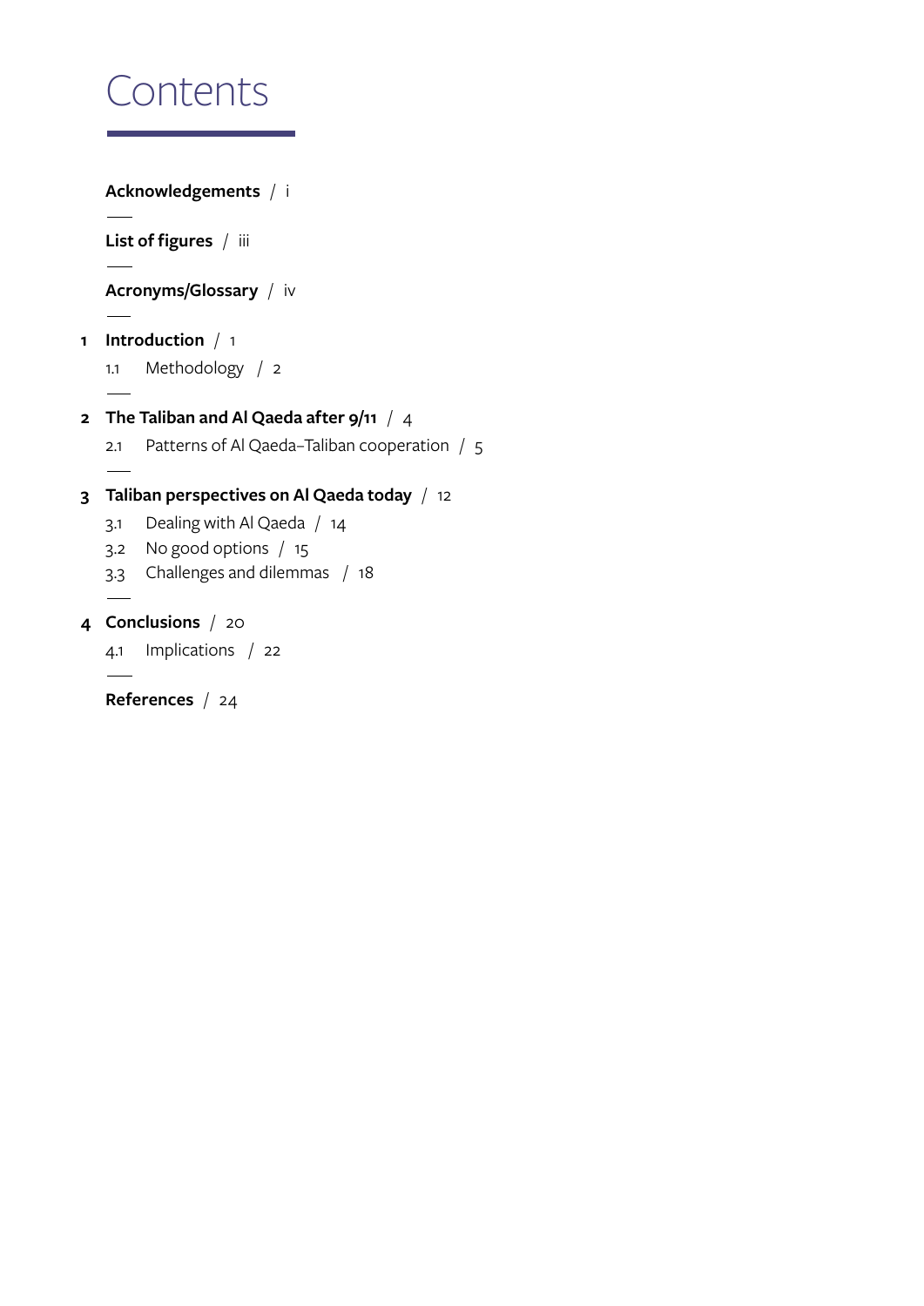# Contents

**Acknowledgements** / i

**List of figures** / iii

**Acronyms/Glossary** / iv

**1 Introduction** / 1

1.1 Methodology / 2

**2 The Taliban and Al Qaeda after 9/11** / 4

2.1 Patterns of Al Qaeda–Taliban cooperation / 5

**3 Taliban perspectives on Al Qaeda today** / 12

3.1 Dealing with Al Qaeda / 14

3.2 No good options / 15

3.3 Challenges and dilemmas / 18

**4 Conclusions** / 20

4.1 Implications / 22

**References** / 24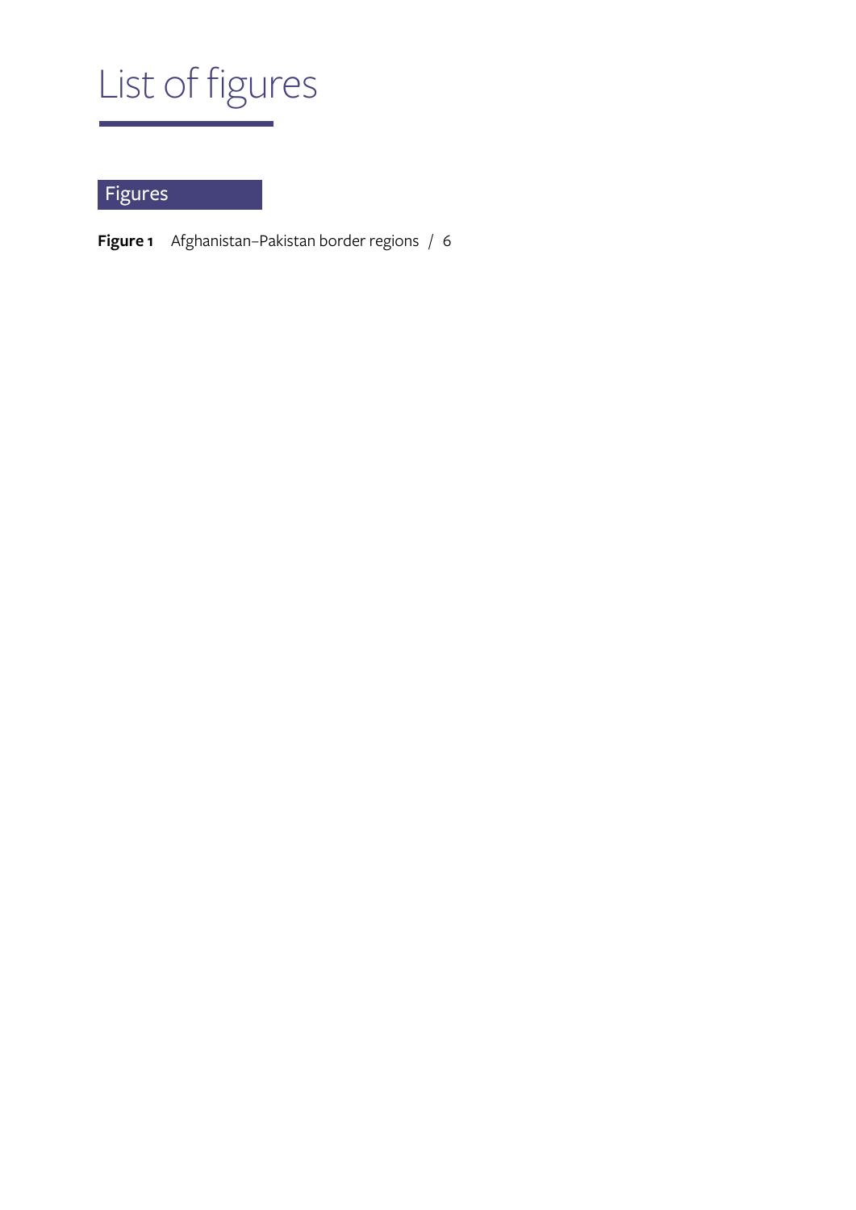# List of figures

## Figures

**Figure 1** Afghanistan–Pakistan border regions / 6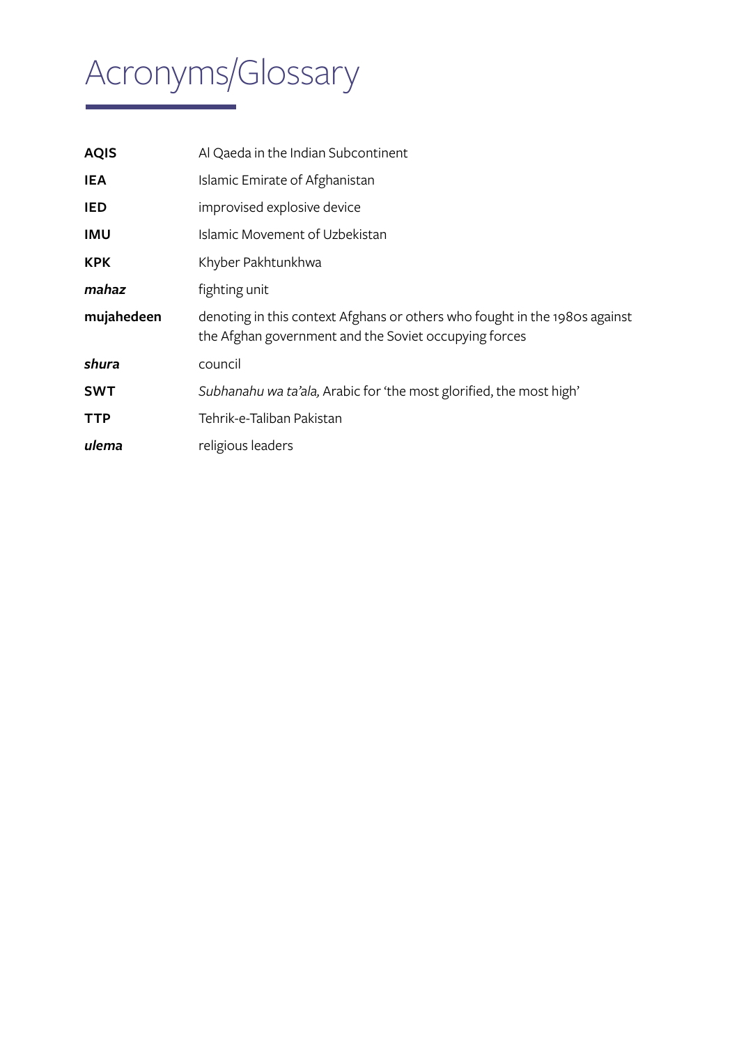# Acronyms/Glossary

| | |
|---|---|
| **AQIS** | Al Qaeda in the Indian Subcontinent |
| **IEA** | Islamic Emirate of Afghanistan |
| **IED** | improvised explosive device |
| **IMU** | Islamic Movement of Uzbekistan |
| **KPK** | Khyber Pakhtunkhwa |
| ***mahaz*** | fighting unit |
| **mujahedeen** | denoting in this context Afghans or others who fought in the 1980s against the Afghan government and the Soviet occupying forces |
| ***shura*** | council |
| **SWT** | *Subhanahu wa ta'ala,* Arabic for 'the most glorified, the most high' |
| **TTP** | Tehrik-e-Taliban Pakistan |
| ***ulema*** | religious leaders |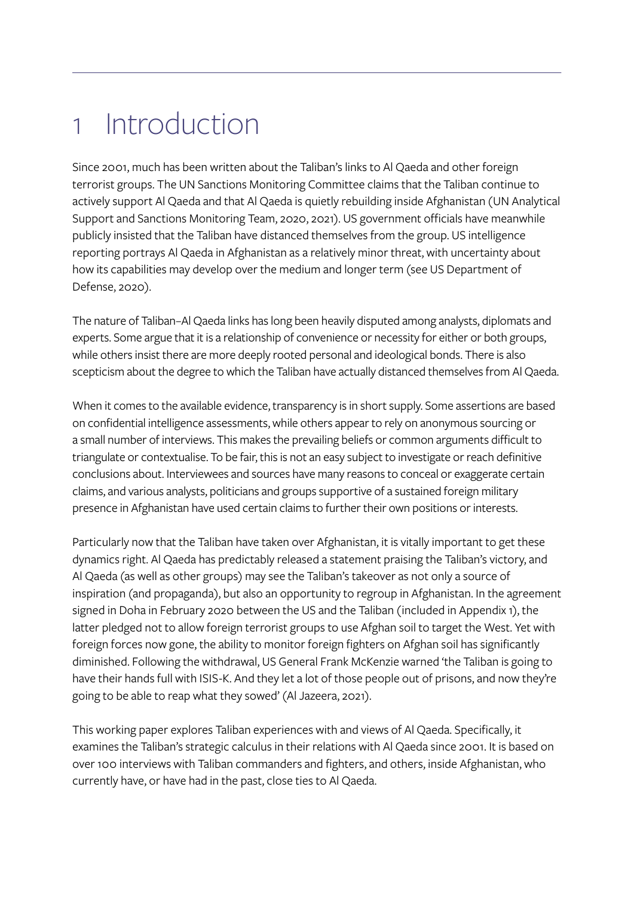# 1 Introduction

Since 2001, much has been written about the Taliban's links to Al Qaeda and other foreign terrorist groups. The UN Sanctions Monitoring Committee claims that the Taliban continue to actively support Al Qaeda and that Al Qaeda is quietly rebuilding inside Afghanistan (UN Analytical Support and Sanctions Monitoring Team, 2020, 2021). US government officials have meanwhile publicly insisted that the Taliban have distanced themselves from the group. US intelligence reporting portrays Al Qaeda in Afghanistan as a relatively minor threat, with uncertainty about how its capabilities may develop over the medium and longer term (see US Department of Defense, 2020).

The nature of Taliban–Al Qaeda links has long been heavily disputed among analysts, diplomats and experts. Some argue that it is a relationship of convenience or necessity for either or both groups, while others insist there are more deeply rooted personal and ideological bonds. There is also scepticism about the degree to which the Taliban have actually distanced themselves from Al Qaeda.

When it comes to the available evidence, transparency is in short supply. Some assertions are based on confidential intelligence assessments, while others appear to rely on anonymous sourcing or a small number of interviews. This makes the prevailing beliefs or common arguments difficult to triangulate or contextualise. To be fair, this is not an easy subject to investigate or reach definitive conclusions about. Interviewees and sources have many reasons to conceal or exaggerate certain claims, and various analysts, politicians and groups supportive of a sustained foreign military presence in Afghanistan have used certain claims to further their own positions or interests.

Particularly now that the Taliban have taken over Afghanistan, it is vitally important to get these dynamics right. Al Qaeda has predictably released a statement praising the Taliban's victory, and Al Qaeda (as well as other groups) may see the Taliban's takeover as not only a source of inspiration (and propaganda), but also an opportunity to regroup in Afghanistan. In the agreement signed in Doha in February 2020 between the US and the Taliban (included in Appendix 1), the latter pledged not to allow foreign terrorist groups to use Afghan soil to target the West. Yet with foreign forces now gone, the ability to monitor foreign fighters on Afghan soil has significantly diminished. Following the withdrawal, US General Frank McKenzie warned 'the Taliban is going to have their hands full with ISIS-K. And they let a lot of those people out of prisons, and now they're going to be able to reap what they sowed' (Al Jazeera, 2021).

This working paper explores Taliban experiences with and views of Al Qaeda. Specifically, it examines the Taliban's strategic calculus in their relations with Al Qaeda since 2001. It is based on over 100 interviews with Taliban commanders and fighters, and others, inside Afghanistan, who currently have, or have had in the past, close ties to Al Qaeda.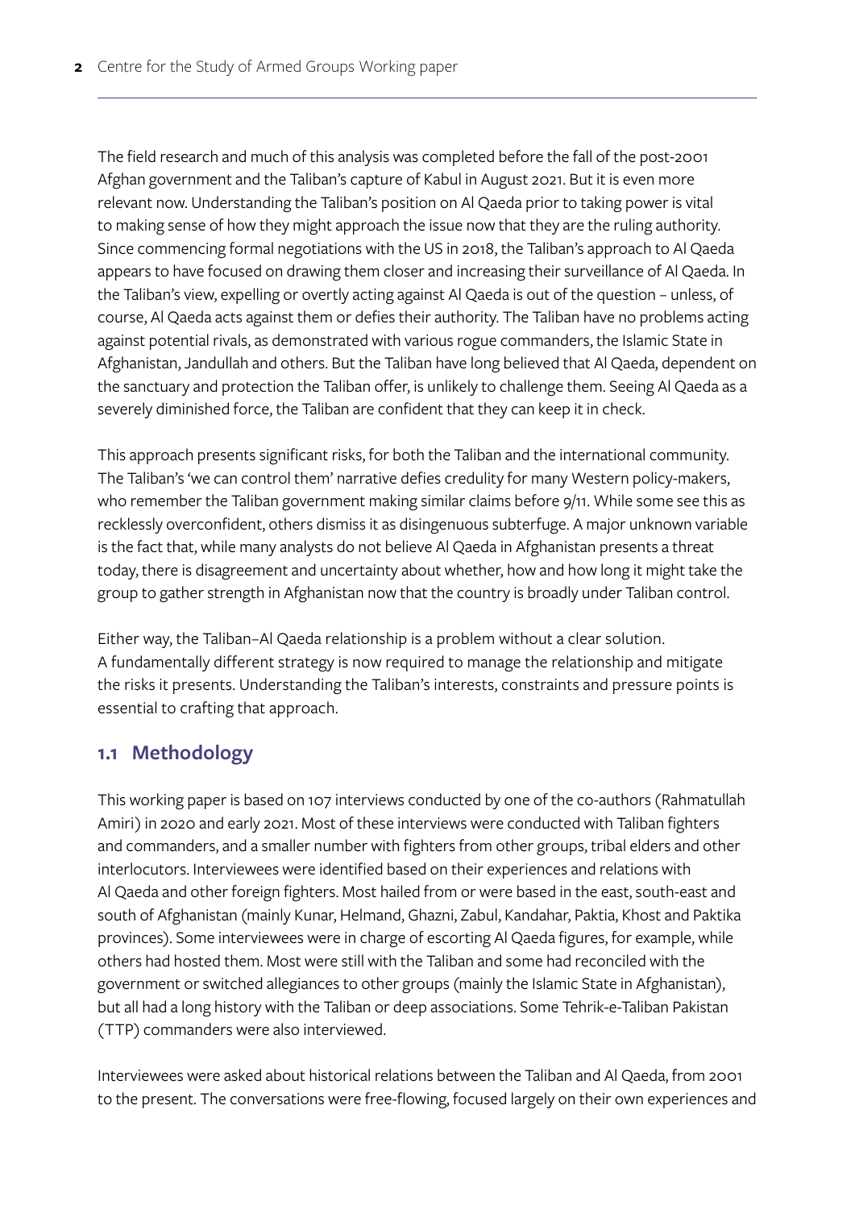The field research and much of this analysis was completed before the fall of the post-2001 Afghan government and the Taliban's capture of Kabul in August 2021. But it is even more relevant now. Understanding the Taliban's position on Al Qaeda prior to taking power is vital to making sense of how they might approach the issue now that they are the ruling authority. Since commencing formal negotiations with the US in 2018, the Taliban's approach to Al Qaeda appears to have focused on drawing them closer and increasing their surveillance of Al Qaeda. In the Taliban's view, expelling or overtly acting against Al Qaeda is out of the question – unless, of course, Al Qaeda acts against them or defies their authority. The Taliban have no problems acting against potential rivals, as demonstrated with various rogue commanders, the Islamic State in Afghanistan, Jandullah and others. But the Taliban have long believed that Al Qaeda, dependent on the sanctuary and protection the Taliban offer, is unlikely to challenge them. Seeing Al Qaeda as a severely diminished force, the Taliban are confident that they can keep it in check.

This approach presents significant risks, for both the Taliban and the international community. The Taliban's 'we can control them' narrative defies credulity for many Western policy-makers, who remember the Taliban government making similar claims before 9/11. While some see this as recklessly overconfident, others dismiss it as disingenuous subterfuge. A major unknown variable is the fact that, while many analysts do not believe Al Qaeda in Afghanistan presents a threat today, there is disagreement and uncertainty about whether, how and how long it might take the group to gather strength in Afghanistan now that the country is broadly under Taliban control.

Either way, the Taliban–Al Qaeda relationship is a problem without a clear solution. A fundamentally different strategy is now required to manage the relationship and mitigate the risks it presents. Understanding the Taliban's interests, constraints and pressure points is essential to crafting that approach.

## 1.1 Methodology

This working paper is based on 107 interviews conducted by one of the co-authors (Rahmatullah Amiri) in 2020 and early 2021. Most of these interviews were conducted with Taliban fighters and commanders, and a smaller number with fighters from other groups, tribal elders and other interlocutors. Interviewees were identified based on their experiences and relations with Al Qaeda and other foreign fighters. Most hailed from or were based in the east, south-east and south of Afghanistan (mainly Kunar, Helmand, Ghazni, Zabul, Kandahar, Paktia, Khost and Paktika provinces). Some interviewees were in charge of escorting Al Qaeda figures, for example, while others had hosted them. Most were still with the Taliban and some had reconciled with the government or switched allegiances to other groups (mainly the Islamic State in Afghanistan), but all had a long history with the Taliban or deep associations. Some Tehrik-e-Taliban Pakistan (TTP) commanders were also interviewed.

Interviewees were asked about historical relations between the Taliban and Al Qaeda, from 2001 to the present. The conversations were free-flowing, focused largely on their own experiences and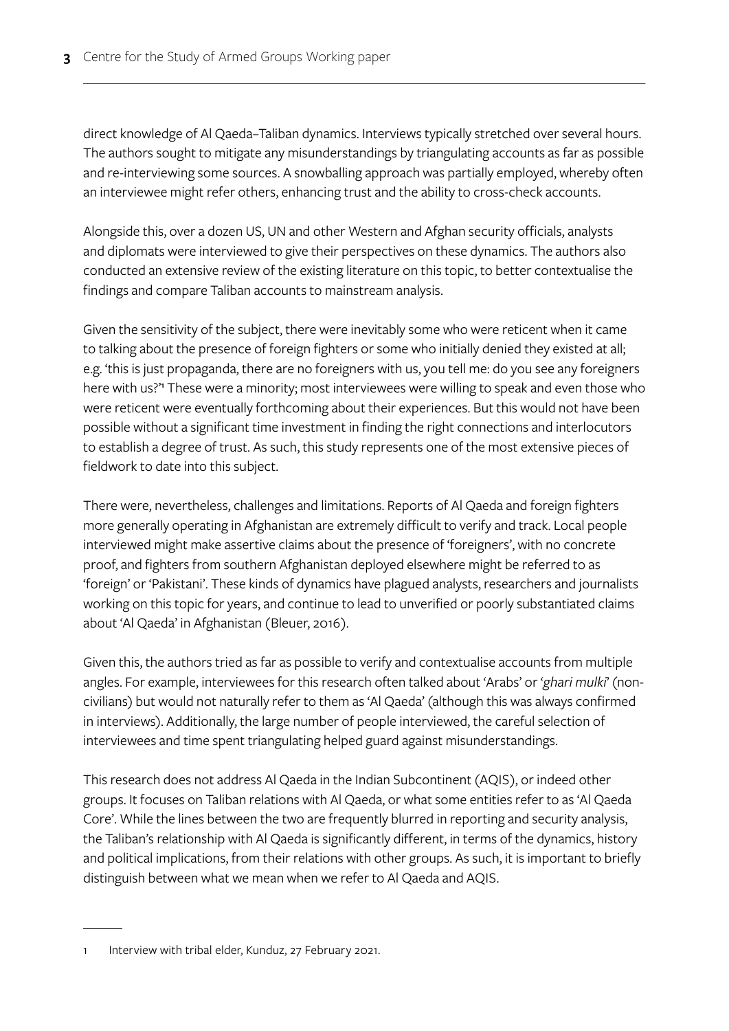direct knowledge of Al Qaeda–Taliban dynamics. Interviews typically stretched over several hours. The authors sought to mitigate any misunderstandings by triangulating accounts as far as possible and re-interviewing some sources. A snowballing approach was partially employed, whereby often an interviewee might refer others, enhancing trust and the ability to cross-check accounts.

Alongside this, over a dozen US, UN and other Western and Afghan security officials, analysts and diplomats were interviewed to give their perspectives on these dynamics. The authors also conducted an extensive review of the existing literature on this topic, to better contextualise the findings and compare Taliban accounts to mainstream analysis.

Given the sensitivity of the subject, there were inevitably some who were reticent when it came to talking about the presence of foreign fighters or some who initially denied they existed at all; e.g. 'this is just propaganda, there are no foreigners with us, you tell me: do you see any foreigners here with us?'[1] These were a minority; most interviewees were willing to speak and even those who were reticent were eventually forthcoming about their experiences. But this would not have been possible without a significant time investment in finding the right connections and interlocutors to establish a degree of trust. As such, this study represents one of the most extensive pieces of fieldwork to date into this subject.

There were, nevertheless, challenges and limitations. Reports of Al Qaeda and foreign fighters more generally operating in Afghanistan are extremely difficult to verify and track. Local people interviewed might make assertive claims about the presence of 'foreigners', with no concrete proof, and fighters from southern Afghanistan deployed elsewhere might be referred to as 'foreign' or 'Pakistani'. These kinds of dynamics have plagued analysts, researchers and journalists working on this topic for years, and continue to lead to unverified or poorly substantiated claims about 'Al Qaeda' in Afghanistan (Bleuer, 2016).

Given this, the authors tried as far as possible to verify and contextualise accounts from multiple angles. For example, interviewees for this research often talked about 'Arabs' or '*ghari mulki*' (non-civilians) but would not naturally refer to them as 'Al Qaeda' (although this was always confirmed in interviews). Additionally, the large number of people interviewed, the careful selection of interviewees and time spent triangulating helped guard against misunderstandings.

This research does not address Al Qaeda in the Indian Subcontinent (AQIS), or indeed other groups. It focuses on Taliban relations with Al Qaeda, or what some entities refer to as 'Al Qaeda Core'. While the lines between the two are frequently blurred in reporting and security analysis, the Taliban's relationship with Al Qaeda is significantly different, in terms of the dynamics, history and political implications, from their relations with other groups. As such, it is important to briefly distinguish between what we mean when we refer to Al Qaeda and AQIS.

---

1 Interview with tribal elder, Kunduz, 27 February 2021.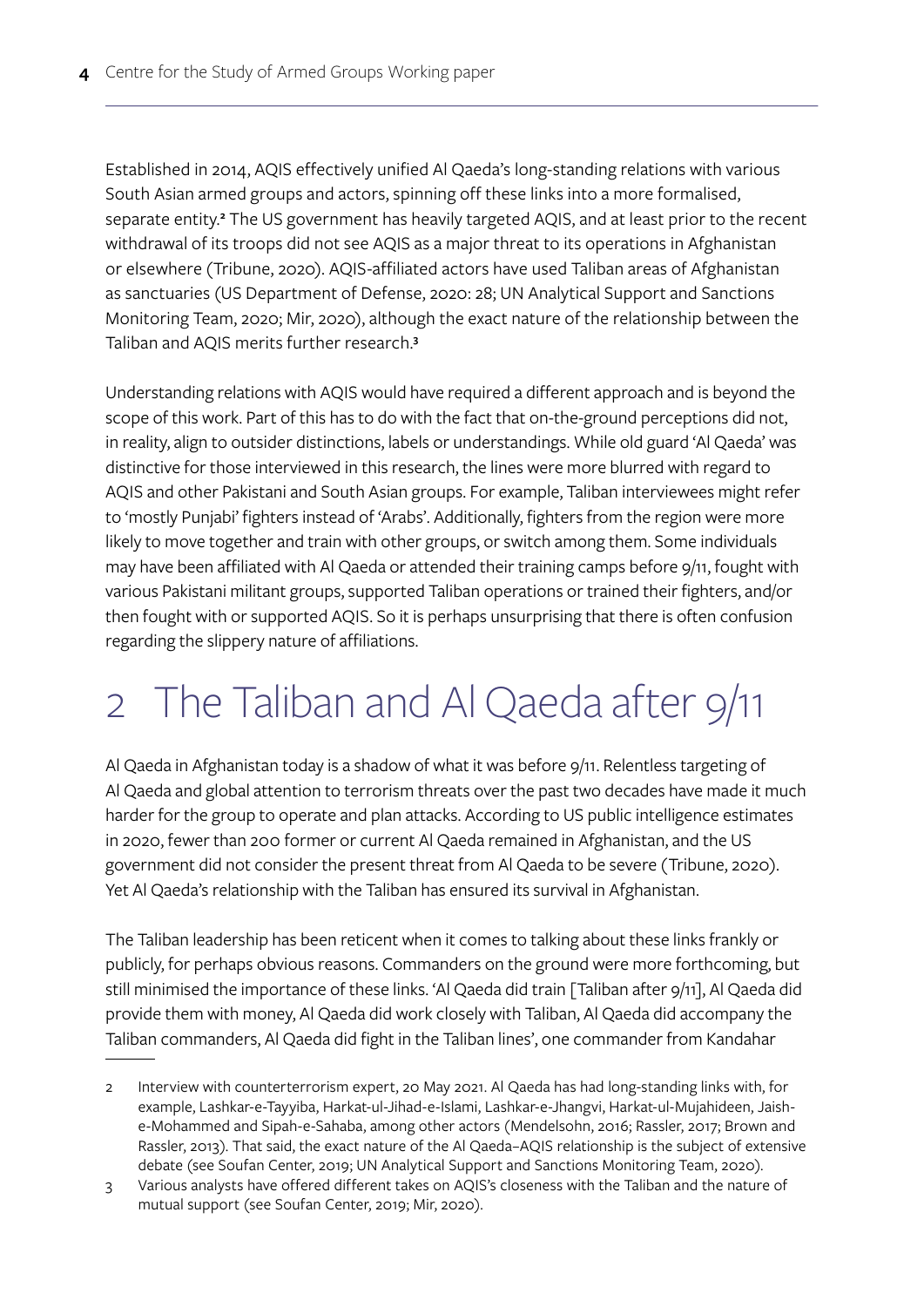Established in 2014, AQIS effectively unified Al Qaeda's long-standing relations with various South Asian armed groups and actors, spinning off these links into a more formalised, separate entity.[2] The US government has heavily targeted AQIS, and at least prior to the recent withdrawal of its troops did not see AQIS as a major threat to its operations in Afghanistan or elsewhere (Tribune, 2020). AQIS-affiliated actors have used Taliban areas of Afghanistan as sanctuaries (US Department of Defense, 2020: 28; UN Analytical Support and Sanctions Monitoring Team, 2020; Mir, 2020), although the exact nature of the relationship between the Taliban and AQIS merits further research.[3]

Understanding relations with AQIS would have required a different approach and is beyond the scope of this work. Part of this has to do with the fact that on-the-ground perceptions did not, in reality, align to outsider distinctions, labels or understandings. While old guard 'Al Qaeda' was distinctive for those interviewed in this research, the lines were more blurred with regard to AQIS and other Pakistani and South Asian groups. For example, Taliban interviewees might refer to 'mostly Punjabi' fighters instead of 'Arabs'. Additionally, fighters from the region were more likely to move together and train with other groups, or switch among them. Some individuals may have been affiliated with Al Qaeda or attended their training camps before 9/11, fought with various Pakistani militant groups, supported Taliban operations or trained their fighters, and/or then fought with or supported AQIS. So it is perhaps unsurprising that there is often confusion regarding the slippery nature of affiliations.

# 2 The Taliban and Al Qaeda after 9/11

Al Qaeda in Afghanistan today is a shadow of what it was before 9/11. Relentless targeting of Al Qaeda and global attention to terrorism threats over the past two decades have made it much harder for the group to operate and plan attacks. According to US public intelligence estimates in 2020, fewer than 200 former or current Al Qaeda remained in Afghanistan, and the US government did not consider the present threat from Al Qaeda to be severe (Tribune, 2020). Yet Al Qaeda's relationship with the Taliban has ensured its survival in Afghanistan.

The Taliban leadership has been reticent when it comes to talking about these links frankly or publicly, for perhaps obvious reasons. Commanders on the ground were more forthcoming, but still minimised the importance of these links. 'Al Qaeda did train [Taliban after 9/11], Al Qaeda did provide them with money, Al Qaeda did work closely with Taliban, Al Qaeda did accompany the Taliban commanders, Al Qaeda did fight in the Taliban lines', one commander from Kandahar

---

2 Interview with counterterrorism expert, 20 May 2021. Al Qaeda has had long-standing links with, for example, Lashkar-e-Tayyiba, Harkat-ul-Jihad-e-Islami, Lashkar-e-Jhangvi, Harkat-ul-Mujahideen, Jaish-e-Mohammed and Sipah-e-Sahaba, among other actors (Mendelsohn, 2016; Rassler, 2017; Brown and Rassler, 2013). That said, the exact nature of the Al Qaeda–AQIS relationship is the subject of extensive debate (see Soufan Center, 2019; UN Analytical Support and Sanctions Monitoring Team, 2020).

3 Various analysts have offered different takes on AQIS's closeness with the Taliban and the nature of mutual support (see Soufan Center, 2019; Mir, 2020).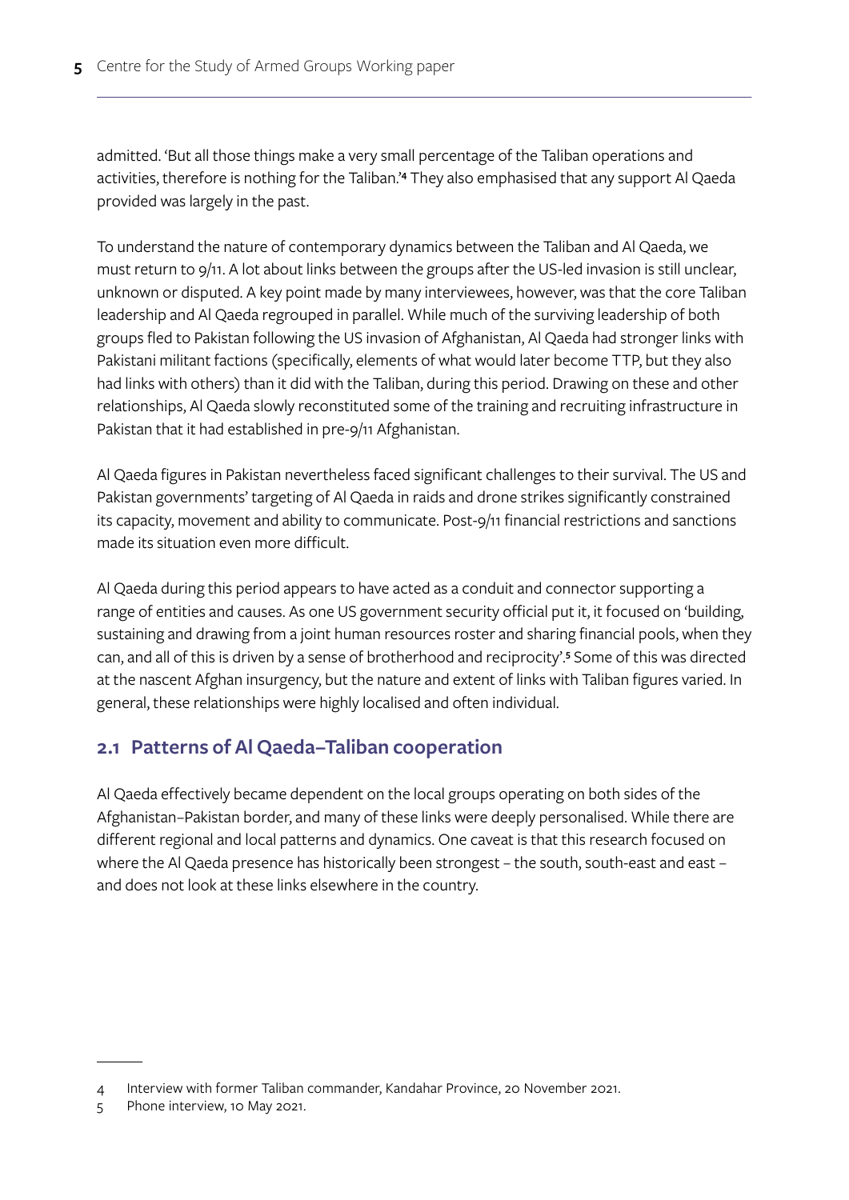admitted. 'But all those things make a very small percentage of the Taliban operations and activities, therefore is nothing for the Taliban.'[4] They also emphasised that any support Al Qaeda provided was largely in the past.

To understand the nature of contemporary dynamics between the Taliban and Al Qaeda, we must return to 9/11. A lot about links between the groups after the US-led invasion is still unclear, unknown or disputed. A key point made by many interviewees, however, was that the core Taliban leadership and Al Qaeda regrouped in parallel. While much of the surviving leadership of both groups fled to Pakistan following the US invasion of Afghanistan, Al Qaeda had stronger links with Pakistani militant factions (specifically, elements of what would later become TTP, but they also had links with others) than it did with the Taliban, during this period. Drawing on these and other relationships, Al Qaeda slowly reconstituted some of the training and recruiting infrastructure in Pakistan that it had established in pre-9/11 Afghanistan.

Al Qaeda figures in Pakistan nevertheless faced significant challenges to their survival. The US and Pakistan governments' targeting of Al Qaeda in raids and drone strikes significantly constrained its capacity, movement and ability to communicate. Post-9/11 financial restrictions and sanctions made its situation even more difficult.

Al Qaeda during this period appears to have acted as a conduit and connector supporting a range of entities and causes. As one US government security official put it, it focused on 'building, sustaining and drawing from a joint human resources roster and sharing financial pools, when they can, and all of this is driven by a sense of brotherhood and reciprocity'.[5] Some of this was directed at the nascent Afghan insurgency, but the nature and extent of links with Taliban figures varied. In general, these relationships were highly localised and often individual.

## 2.1 Patterns of Al Qaeda–Taliban cooperation

Al Qaeda effectively became dependent on the local groups operating on both sides of the Afghanistan–Pakistan border, and many of these links were deeply personalised. While there are different regional and local patterns and dynamics. One caveat is that this research focused on where the Al Qaeda presence has historically been strongest – the south, south-east and east – and does not look at these links elsewhere in the country.

---

4 Interview with former Taliban commander, Kandahar Province, 20 November 2021.

5 Phone interview, 10 May 2021.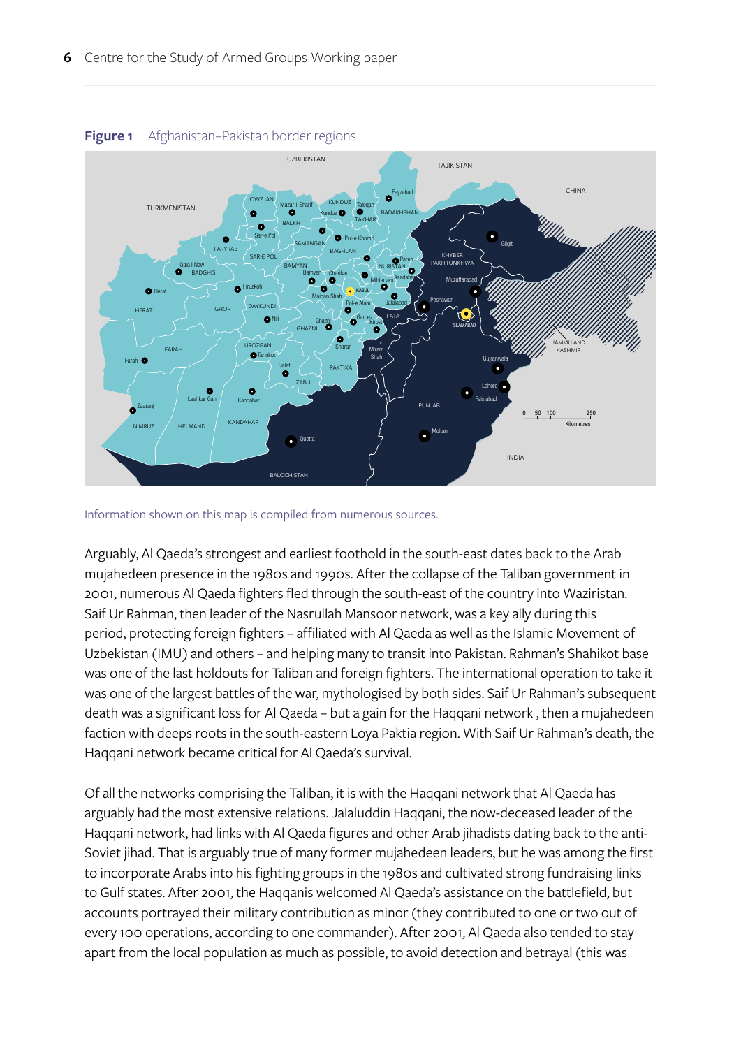**Figure 1** Afghanistan–Pakistan border regions

Information shown on this map is compiled from numerous sources.

Arguably, Al Qaeda's strongest and earliest foothold in the south-east dates back to the Arab mujahedeen presence in the 1980s and 1990s. After the collapse of the Taliban government in 2001, numerous Al Qaeda fighters fled through the south-east of the country into Waziristan. Saif Ur Rahman, then leader of the Nasrullah Mansoor network, was a key ally during this period, protecting foreign fighters – affiliated with Al Qaeda as well as the Islamic Movement of Uzbekistan (IMU) and others – and helping many to transit into Pakistan. Rahman's Shahikot base was one of the last holdouts for Taliban and foreign fighters. The international operation to take it was one of the largest battles of the war, mythologised by both sides. Saif Ur Rahman's subsequent death was a significant loss for Al Qaeda – but a gain for the Haqqani network , then a mujahedeen faction with deeps roots in the south-eastern Loya Paktia region. With Saif Ur Rahman's death, the Haqqani network became critical for Al Qaeda's survival.

Of all the networks comprising the Taliban, it is with the Haqqani network that Al Qaeda has arguably had the most extensive relations. Jalaluddin Haqqani, the now-deceased leader of the Haqqani network, had links with Al Qaeda figures and other Arab jihadists dating back to the anti-Soviet jihad. That is arguably true of many former mujahedeen leaders, but he was among the first to incorporate Arabs into his fighting groups in the 1980s and cultivated strong fundraising links to Gulf states. After 2001, the Haqqanis welcomed Al Qaeda's assistance on the battlefield, but accounts portrayed their military contribution as minor (they contributed to one or two out of every 100 operations, according to one commander). After 2001, Al Qaeda also tended to stay apart from the local population as much as possible, to avoid detection and betrayal (this was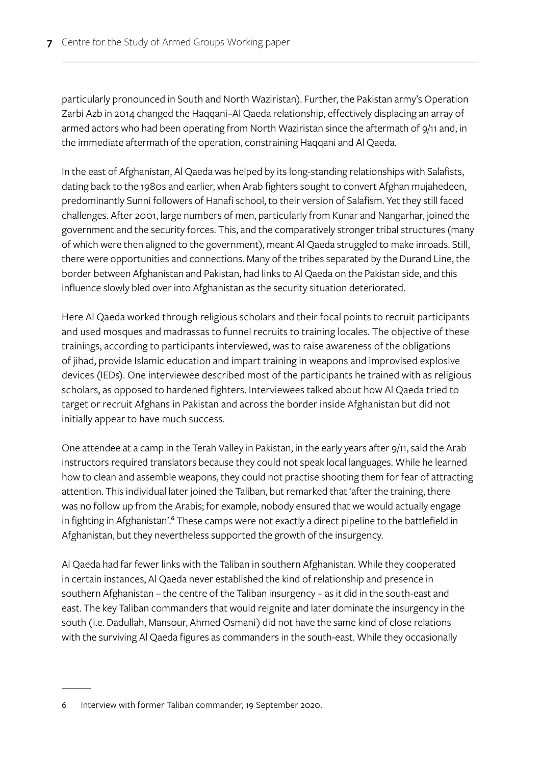particularly pronounced in South and North Waziristan). Further, the Pakistan army's Operation Zarbi Azb in 2014 changed the Haqqani–Al Qaeda relationship, effectively displacing an array of armed actors who had been operating from North Waziristan since the aftermath of 9/11 and, in the immediate aftermath of the operation, constraining Haqqani and Al Qaeda.

In the east of Afghanistan, Al Qaeda was helped by its long-standing relationships with Salafists, dating back to the 1980s and earlier, when Arab fighters sought to convert Afghan mujahedeen, predominantly Sunni followers of Hanafi school, to their version of Salafism. Yet they still faced challenges. After 2001, large numbers of men, particularly from Kunar and Nangarhar, joined the government and the security forces. This, and the comparatively stronger tribal structures (many of which were then aligned to the government), meant Al Qaeda struggled to make inroads. Still, there were opportunities and connections. Many of the tribes separated by the Durand Line, the border between Afghanistan and Pakistan, had links to Al Qaeda on the Pakistan side, and this influence slowly bled over into Afghanistan as the security situation deteriorated.

Here Al Qaeda worked through religious scholars and their focal points to recruit participants and used mosques and madrassas to funnel recruits to training locales. The objective of these trainings, according to participants interviewed, was to raise awareness of the obligations of jihad, provide Islamic education and impart training in weapons and improvised explosive devices (IEDs). One interviewee described most of the participants he trained with as religious scholars, as opposed to hardened fighters. Interviewees talked about how Al Qaeda tried to target or recruit Afghans in Pakistan and across the border inside Afghanistan but did not initially appear to have much success.

One attendee at a camp in the Terah Valley in Pakistan, in the early years after 9/11, said the Arab instructors required translators because they could not speak local languages. While he learned how to clean and assemble weapons, they could not practise shooting them for fear of attracting attention. This individual later joined the Taliban, but remarked that 'after the training, there was no follow up from the Arabis; for example, nobody ensured that we would actually engage in fighting in Afghanistan'.[6] These camps were not exactly a direct pipeline to the battlefield in Afghanistan, but they nevertheless supported the growth of the insurgency.

Al Qaeda had far fewer links with the Taliban in southern Afghanistan. While they cooperated in certain instances, Al Qaeda never established the kind of relationship and presence in southern Afghanistan – the centre of the Taliban insurgency – as it did in the south-east and east. The key Taliban commanders that would reignite and later dominate the insurgency in the south (i.e. Dadullah, Mansour, Ahmed Osmani) did not have the same kind of close relations with the surviving Al Qaeda figures as commanders in the south-east. While they occasionally

---

6 Interview with former Taliban commander, 19 September 2020.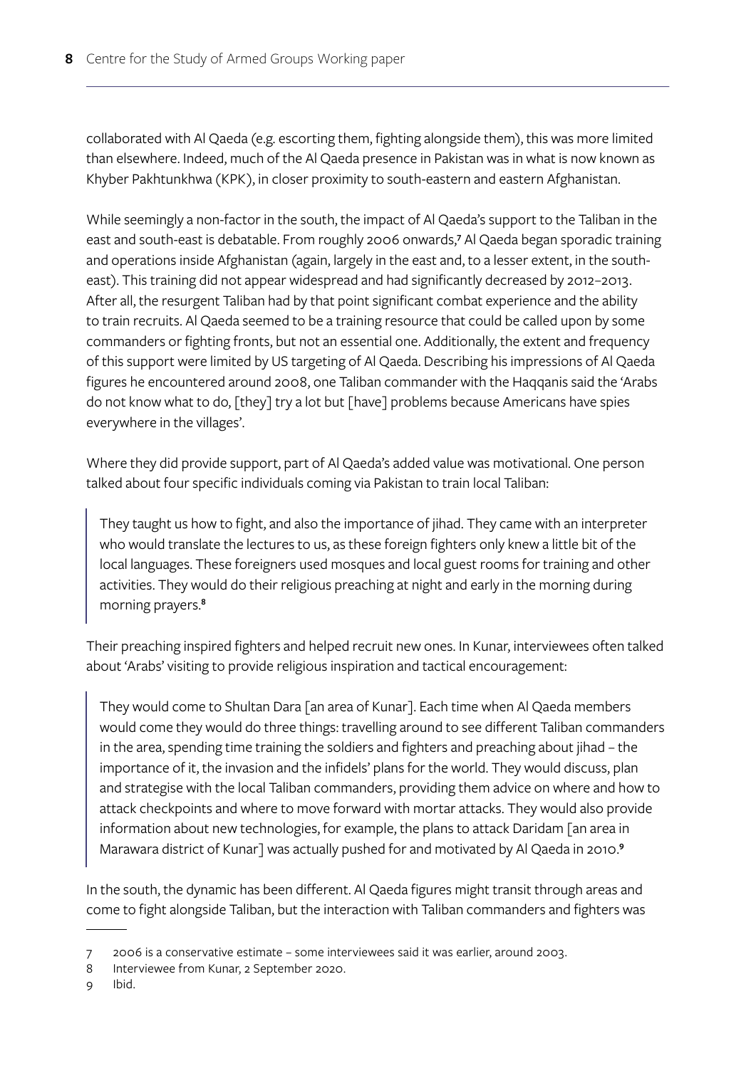collaborated with Al Qaeda (e.g. escorting them, fighting alongside them), this was more limited than elsewhere. Indeed, much of the Al Qaeda presence in Pakistan was in what is now known as Khyber Pakhtunkhwa (KPK), in closer proximity to south-eastern and eastern Afghanistan.

While seemingly a non-factor in the south, the impact of Al Qaeda's support to the Taliban in the east and south-east is debatable. From roughly 2006 onwards,[7] Al Qaeda began sporadic training and operations inside Afghanistan (again, largely in the east and, to a lesser extent, in the south-east). This training did not appear widespread and had significantly decreased by 2012–2013. After all, the resurgent Taliban had by that point significant combat experience and the ability to train recruits. Al Qaeda seemed to be a training resource that could be called upon by some commanders or fighting fronts, but not an essential one. Additionally, the extent and frequency of this support were limited by US targeting of Al Qaeda. Describing his impressions of Al Qaeda figures he encountered around 2008, one Taliban commander with the Haqqanis said the 'Arabs do not know what to do, [they] try a lot but [have] problems because Americans have spies everywhere in the villages'.

Where they did provide support, part of Al Qaeda's added value was motivational. One person talked about four specific individuals coming via Pakistan to train local Taliban:

> They taught us how to fight, and also the importance of jihad. They came with an interpreter who would translate the lectures to us, as these foreign fighters only knew a little bit of the local languages. These foreigners used mosques and local guest rooms for training and other activities. They would do their religious preaching at night and early in the morning during morning prayers.[8]

Their preaching inspired fighters and helped recruit new ones. In Kunar, interviewees often talked about 'Arabs' visiting to provide religious inspiration and tactical encouragement:

> They would come to Shultan Dara [an area of Kunar]. Each time when Al Qaeda members would come they would do three things: travelling around to see different Taliban commanders in the area, spending time training the soldiers and fighters and preaching about jihad – the importance of it, the invasion and the infidels' plans for the world. They would discuss, plan and strategise with the local Taliban commanders, providing them advice on where and how to attack checkpoints and where to move forward with mortar attacks. They would also provide information about new technologies, for example, the plans to attack Daridam [an area in Marawara district of Kunar] was actually pushed for and motivated by Al Qaeda in 2010.[9]

In the south, the dynamic has been different. Al Qaeda figures might transit through areas and come to fight alongside Taliban, but the interaction with Taliban commanders and fighters was

---

7 2006 is a conservative estimate – some interviewees said it was earlier, around 2003.

8 Interviewee from Kunar, 2 September 2020.

9 Ibid.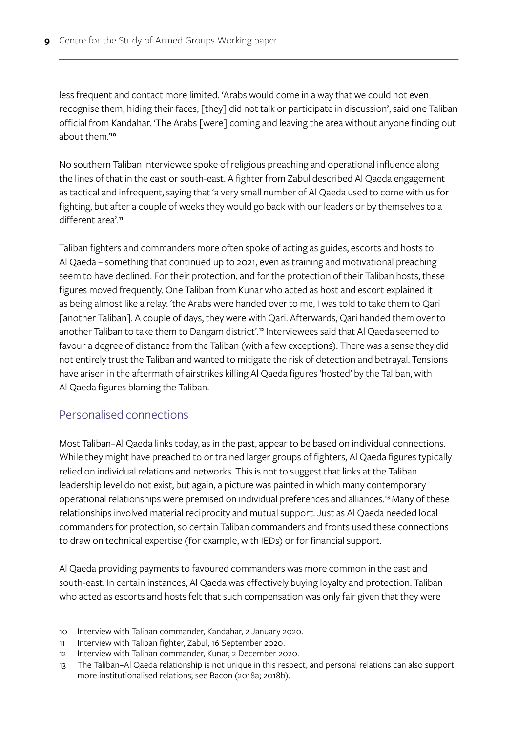less frequent and contact more limited. 'Arabs would come in a way that we could not even recognise them, hiding their faces, [they] did not talk or participate in discussion', said one Taliban official from Kandahar. 'The Arabs [were] coming and leaving the area without anyone finding out about them.'[10]

No southern Taliban interviewee spoke of religious preaching and operational influence along the lines of that in the east or south-east. A fighter from Zabul described Al Qaeda engagement as tactical and infrequent, saying that 'a very small number of Al Qaeda used to come with us for fighting, but after a couple of weeks they would go back with our leaders or by themselves to a different area'.[11]

Taliban fighters and commanders more often spoke of acting as guides, escorts and hosts to Al Qaeda – something that continued up to 2021, even as training and motivational preaching seem to have declined. For their protection, and for the protection of their Taliban hosts, these figures moved frequently. One Taliban from Kunar who acted as host and escort explained it as being almost like a relay: 'the Arabs were handed over to me, I was told to take them to Qari [another Taliban]. A couple of days, they were with Qari. Afterwards, Qari handed them over to another Taliban to take them to Dangam district'.[12] Interviewees said that Al Qaeda seemed to favour a degree of distance from the Taliban (with a few exceptions). There was a sense they did not entirely trust the Taliban and wanted to mitigate the risk of detection and betrayal. Tensions have arisen in the aftermath of airstrikes killing Al Qaeda figures 'hosted' by the Taliban, with Al Qaeda figures blaming the Taliban.

## Personalised connections

Most Taliban–Al Qaeda links today, as in the past, appear to be based on individual connections. While they might have preached to or trained larger groups of fighters, Al Qaeda figures typically relied on individual relations and networks. This is not to suggest that links at the Taliban leadership level do not exist, but again, a picture was painted in which many contemporary operational relationships were premised on individual preferences and alliances.[13] Many of these relationships involved material reciprocity and mutual support. Just as Al Qaeda needed local commanders for protection, so certain Taliban commanders and fronts used these connections to draw on technical expertise (for example, with IEDs) or for financial support.

Al Qaeda providing payments to favoured commanders was more common in the east and south-east. In certain instances, Al Qaeda was effectively buying loyalty and protection. Taliban who acted as escorts and hosts felt that such compensation was only fair given that they were

---

10 Interview with Taliban commander, Kandahar, 2 January 2020.

11 Interview with Taliban fighter, Zabul, 16 September 2020.

12 Interview with Taliban commander, Kunar, 2 December 2020.

13 The Taliban–Al Qaeda relationship is not unique in this respect, and personal relations can also support more institutionalised relations; see Bacon (2018a; 2018b).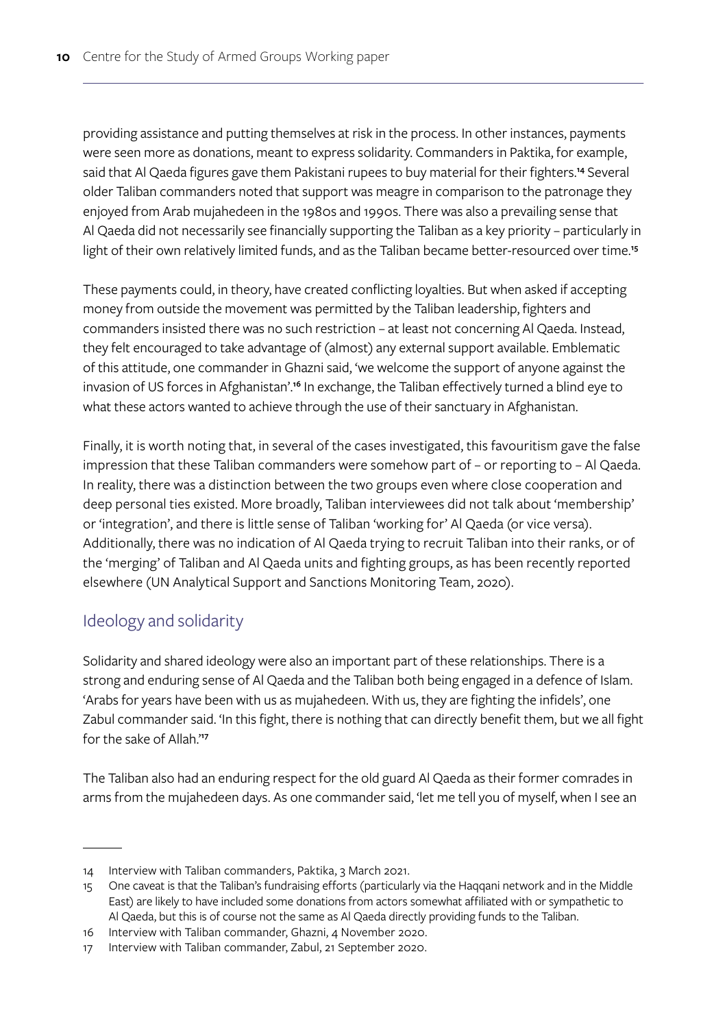providing assistance and putting themselves at risk in the process. In other instances, payments were seen more as donations, meant to express solidarity. Commanders in Paktika, for example, said that Al Qaeda figures gave them Pakistani rupees to buy material for their fighters.[14] Several older Taliban commanders noted that support was meagre in comparison to the patronage they enjoyed from Arab mujahedeen in the 1980s and 1990s. There was also a prevailing sense that Al Qaeda did not necessarily see financially supporting the Taliban as a key priority – particularly in light of their own relatively limited funds, and as the Taliban became better-resourced over time.[15]

These payments could, in theory, have created conflicting loyalties. But when asked if accepting money from outside the movement was permitted by the Taliban leadership, fighters and commanders insisted there was no such restriction – at least not concerning Al Qaeda. Instead, they felt encouraged to take advantage of (almost) any external support available. Emblematic of this attitude, one commander in Ghazni said, 'we welcome the support of anyone against the invasion of US forces in Afghanistan'.[16] In exchange, the Taliban effectively turned a blind eye to what these actors wanted to achieve through the use of their sanctuary in Afghanistan.

Finally, it is worth noting that, in several of the cases investigated, this favouritism gave the false impression that these Taliban commanders were somehow part of – or reporting to – Al Qaeda. In reality, there was a distinction between the two groups even where close cooperation and deep personal ties existed. More broadly, Taliban interviewees did not talk about 'membership' or 'integration', and there is little sense of Taliban 'working for' Al Qaeda (or vice versa). Additionally, there was no indication of Al Qaeda trying to recruit Taliban into their ranks, or of the 'merging' of Taliban and Al Qaeda units and fighting groups, as has been recently reported elsewhere (UN Analytical Support and Sanctions Monitoring Team, 2020).

## Ideology and solidarity

Solidarity and shared ideology were also an important part of these relationships. There is a strong and enduring sense of Al Qaeda and the Taliban both being engaged in a defence of Islam. 'Arabs for years have been with us as mujahedeen. With us, they are fighting the infidels', one Zabul commander said. 'In this fight, there is nothing that can directly benefit them, but we all fight for the sake of Allah.'[17]

The Taliban also had an enduring respect for the old guard Al Qaeda as their former comrades in arms from the mujahedeen days. As one commander said, 'let me tell you of myself, when I see an

---

14 Interview with Taliban commanders, Paktika, 3 March 2021.

15 One caveat is that the Taliban's fundraising efforts (particularly via the Haqqani network and in the Middle East) are likely to have included some donations from actors somewhat affiliated with or sympathetic to Al Qaeda, but this is of course not the same as Al Qaeda directly providing funds to the Taliban.

16 Interview with Taliban commander, Ghazni, 4 November 2020.

17 Interview with Taliban commander, Zabul, 21 September 2020.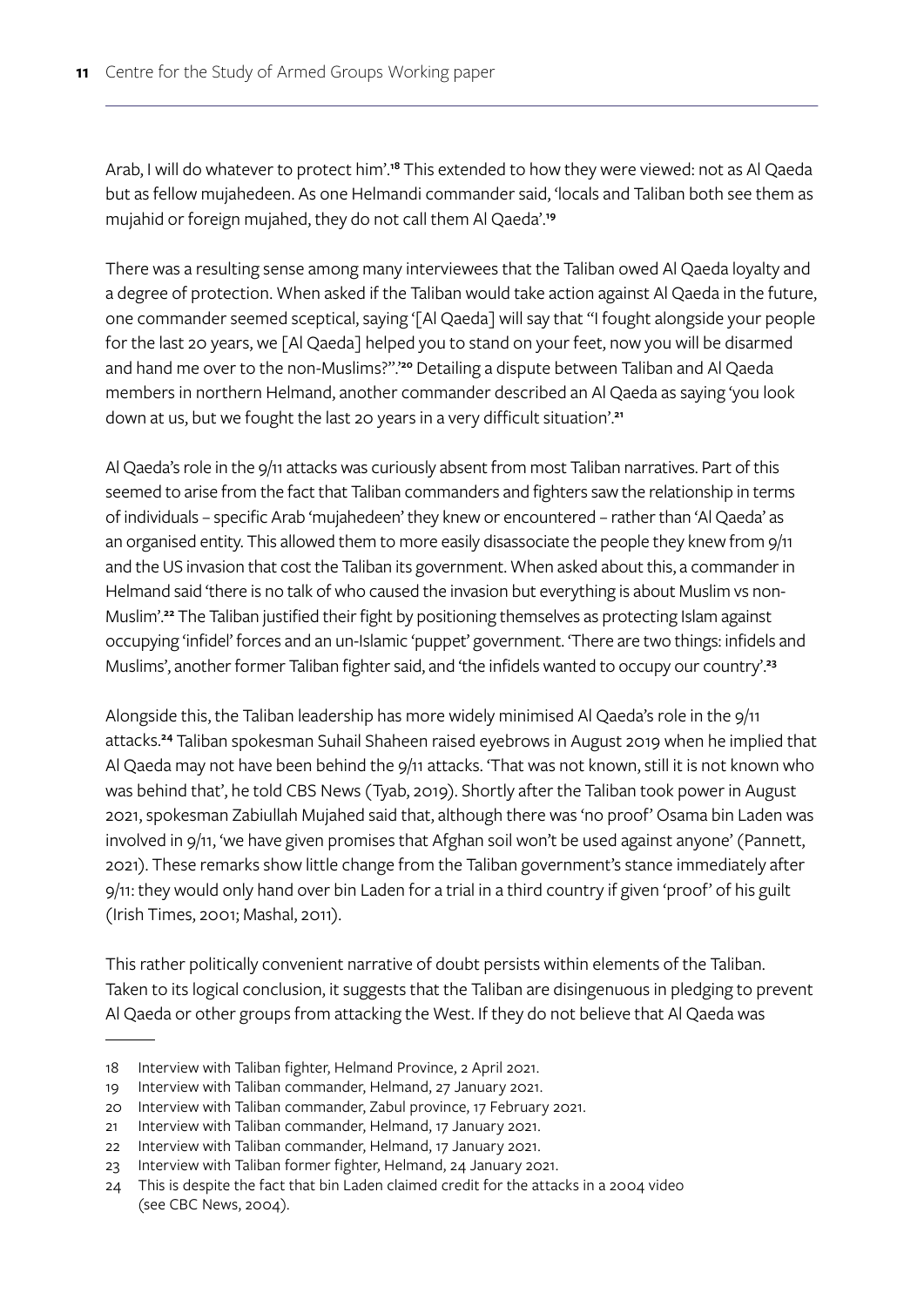Arab, I will do whatever to protect him'.[18] This extended to how they were viewed: not as Al Qaeda but as fellow mujahedeen. As one Helmandi commander said, 'locals and Taliban both see them as mujahid or foreign mujahed, they do not call them Al Qaeda'.[19]

There was a resulting sense among many interviewees that the Taliban owed Al Qaeda loyalty and a degree of protection. When asked if the Taliban would take action against Al Qaeda in the future, one commander seemed sceptical, saying '[Al Qaeda] will say that "I fought alongside your people for the last 20 years, we [Al Qaeda] helped you to stand on your feet, now you will be disarmed and hand me over to the non-Muslims?".'[20] Detailing a dispute between Taliban and Al Qaeda members in northern Helmand, another commander described an Al Qaeda as saying 'you look down at us, but we fought the last 20 years in a very difficult situation'.[21]

Al Qaeda's role in the 9/11 attacks was curiously absent from most Taliban narratives. Part of this seemed to arise from the fact that Taliban commanders and fighters saw the relationship in terms of individuals – specific Arab 'mujahedeen' they knew or encountered – rather than 'Al Qaeda' as an organised entity. This allowed them to more easily disassociate the people they knew from 9/11 and the US invasion that cost the Taliban its government. When asked about this, a commander in Helmand said 'there is no talk of who caused the invasion but everything is about Muslim vs non-Muslim'.[22] The Taliban justified their fight by positioning themselves as protecting Islam against occupying 'infidel' forces and an un-Islamic 'puppet' government. 'There are two things: infidels and Muslims', another former Taliban fighter said, and 'the infidels wanted to occupy our country'.[23]

Alongside this, the Taliban leadership has more widely minimised Al Qaeda's role in the 9/11 attacks.[24] Taliban spokesman Suhail Shaheen raised eyebrows in August 2019 when he implied that Al Qaeda may not have been behind the 9/11 attacks. 'That was not known, still it is not known who was behind that', he told CBS News (Tyab, 2019). Shortly after the Taliban took power in August 2021, spokesman Zabiullah Mujahed said that, although there was 'no proof' Osama bin Laden was involved in 9/11, 'we have given promises that Afghan soil won't be used against anyone' (Pannett, 2021). These remarks show little change from the Taliban government's stance immediately after 9/11: they would only hand over bin Laden for a trial in a third country if given 'proof' of his guilt (Irish Times, 2001; Mashal, 2011).

This rather politically convenient narrative of doubt persists within elements of the Taliban. Taken to its logical conclusion, it suggests that the Taliban are disingenuous in pledging to prevent Al Qaeda or other groups from attacking the West. If they do not believe that Al Qaeda was

---

18 Interview with Taliban fighter, Helmand Province, 2 April 2021.

19 Interview with Taliban commander, Helmand, 27 January 2021.

20 Interview with Taliban commander, Zabul province, 17 February 2021.

21 Interview with Taliban commander, Helmand, 17 January 2021.

22 Interview with Taliban commander, Helmand, 17 January 2021.

23 Interview with Taliban former fighter, Helmand, 24 January 2021.

24 This is despite the fact that bin Laden claimed credit for the attacks in a 2004 video (see CBC News, 2004).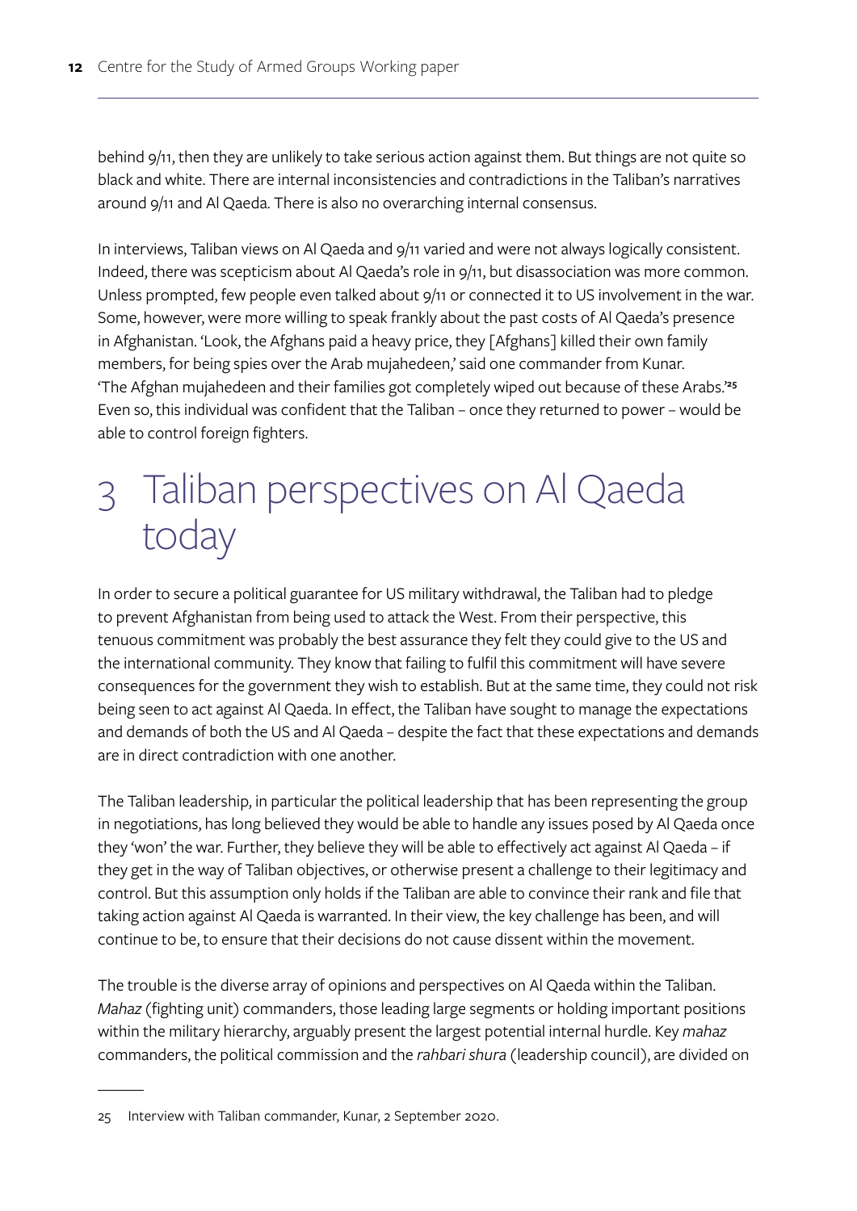behind 9/11, then they are unlikely to take serious action against them. But things are not quite so black and white. There are internal inconsistencies and contradictions in the Taliban's narratives around 9/11 and Al Qaeda. There is also no overarching internal consensus.

In interviews, Taliban views on Al Qaeda and 9/11 varied and were not always logically consistent. Indeed, there was scepticism about Al Qaeda's role in 9/11, but disassociation was more common. Unless prompted, few people even talked about 9/11 or connected it to US involvement in the war. Some, however, were more willing to speak frankly about the past costs of Al Qaeda's presence in Afghanistan. 'Look, the Afghans paid a heavy price, they [Afghans] killed their own family members, for being spies over the Arab mujahedeen,' said one commander from Kunar. 'The Afghan mujahedeen and their families got completely wiped out because of these Arabs.'[25] Even so, this individual was confident that the Taliban – once they returned to power – would be able to control foreign fighters.

# 3 Taliban perspectives on Al Qaeda today

In order to secure a political guarantee for US military withdrawal, the Taliban had to pledge to prevent Afghanistan from being used to attack the West. From their perspective, this tenuous commitment was probably the best assurance they felt they could give to the US and the international community. They know that failing to fulfil this commitment will have severe consequences for the government they wish to establish. But at the same time, they could not risk being seen to act against Al Qaeda. In effect, the Taliban have sought to manage the expectations and demands of both the US and Al Qaeda – despite the fact that these expectations and demands are in direct contradiction with one another.

The Taliban leadership, in particular the political leadership that has been representing the group in negotiations, has long believed they would be able to handle any issues posed by Al Qaeda once they 'won' the war. Further, they believe they will be able to effectively act against Al Qaeda – if they get in the way of Taliban objectives, or otherwise present a challenge to their legitimacy and control. But this assumption only holds if the Taliban are able to convince their rank and file that taking action against Al Qaeda is warranted. In their view, the key challenge has been, and will continue to be, to ensure that their decisions do not cause dissent within the movement.

The trouble is the diverse array of opinions and perspectives on Al Qaeda within the Taliban. *Mahaz* (fighting unit) commanders, those leading large segments or holding important positions within the military hierarchy, arguably present the largest potential internal hurdle. Key *mahaz* commanders, the political commission and the *rahbari shura* (leadership council), are divided on

---

25 Interview with Taliban commander, Kunar, 2 September 2020.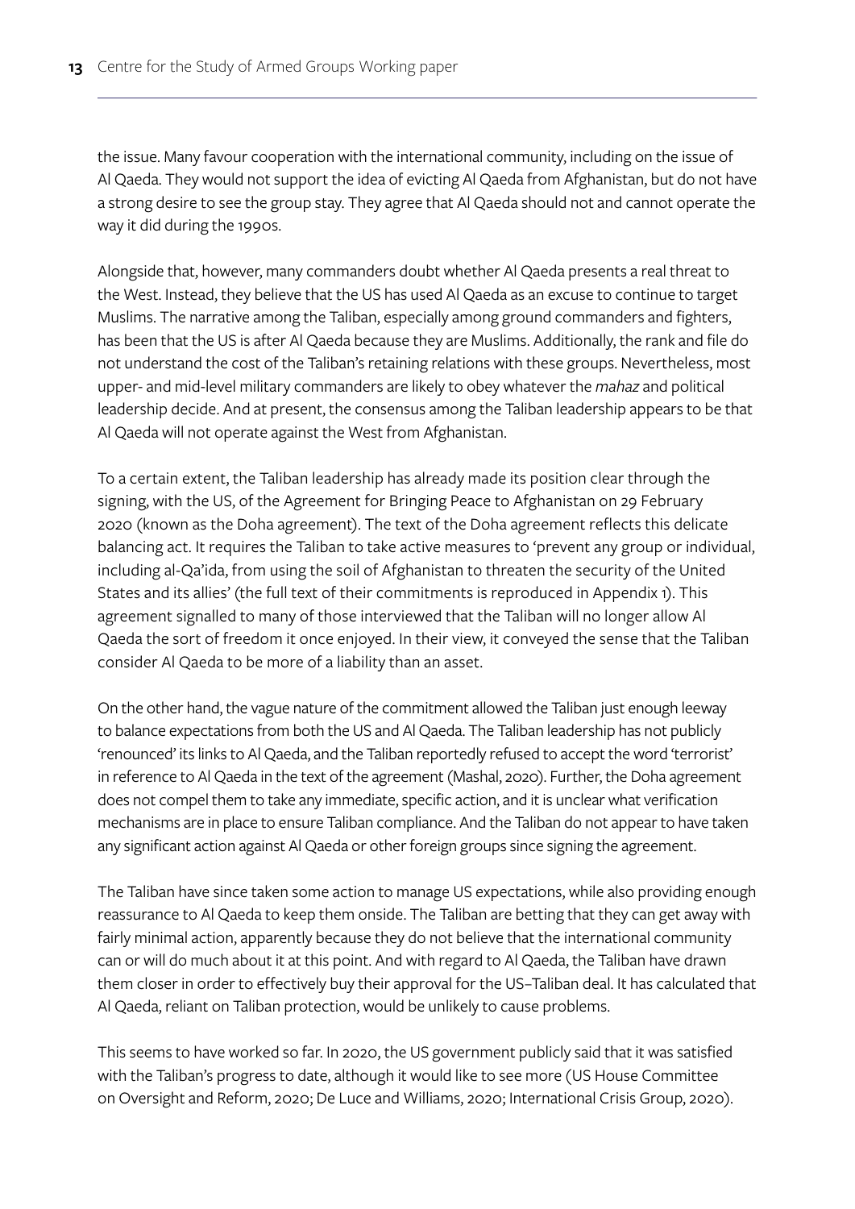the issue. Many favour cooperation with the international community, including on the issue of Al Qaeda. They would not support the idea of evicting Al Qaeda from Afghanistan, but do not have a strong desire to see the group stay. They agree that Al Qaeda should not and cannot operate the way it did during the 1990s.

Alongside that, however, many commanders doubt whether Al Qaeda presents a real threat to the West. Instead, they believe that the US has used Al Qaeda as an excuse to continue to target Muslims. The narrative among the Taliban, especially among ground commanders and fighters, has been that the US is after Al Qaeda because they are Muslims. Additionally, the rank and file do not understand the cost of the Taliban's retaining relations with these groups. Nevertheless, most upper- and mid-level military commanders are likely to obey whatever the *mahaz* and political leadership decide. And at present, the consensus among the Taliban leadership appears to be that Al Qaeda will not operate against the West from Afghanistan.

To a certain extent, the Taliban leadership has already made its position clear through the signing, with the US, of the Agreement for Bringing Peace to Afghanistan on 29 February 2020 (known as the Doha agreement). The text of the Doha agreement reflects this delicate balancing act. It requires the Taliban to take active measures to 'prevent any group or individual, including al-Qa'ida, from using the soil of Afghanistan to threaten the security of the United States and its allies' (the full text of their commitments is reproduced in Appendix 1). This agreement signalled to many of those interviewed that the Taliban will no longer allow Al Qaeda the sort of freedom it once enjoyed. In their view, it conveyed the sense that the Taliban consider Al Qaeda to be more of a liability than an asset.

On the other hand, the vague nature of the commitment allowed the Taliban just enough leeway to balance expectations from both the US and Al Qaeda. The Taliban leadership has not publicly 'renounced' its links to Al Qaeda, and the Taliban reportedly refused to accept the word 'terrorist' in reference to Al Qaeda in the text of the agreement (Mashal, 2020). Further, the Doha agreement does not compel them to take any immediate, specific action, and it is unclear what verification mechanisms are in place to ensure Taliban compliance. And the Taliban do not appear to have taken any significant action against Al Qaeda or other foreign groups since signing the agreement.

The Taliban have since taken some action to manage US expectations, while also providing enough reassurance to Al Qaeda to keep them onside. The Taliban are betting that they can get away with fairly minimal action, apparently because they do not believe that the international community can or will do much about it at this point. And with regard to Al Qaeda, the Taliban have drawn them closer in order to effectively buy their approval for the US–Taliban deal. It has calculated that Al Qaeda, reliant on Taliban protection, would be unlikely to cause problems.

This seems to have worked so far. In 2020, the US government publicly said that it was satisfied with the Taliban's progress to date, although it would like to see more (US House Committee on Oversight and Reform, 2020; De Luce and Williams, 2020; International Crisis Group, 2020).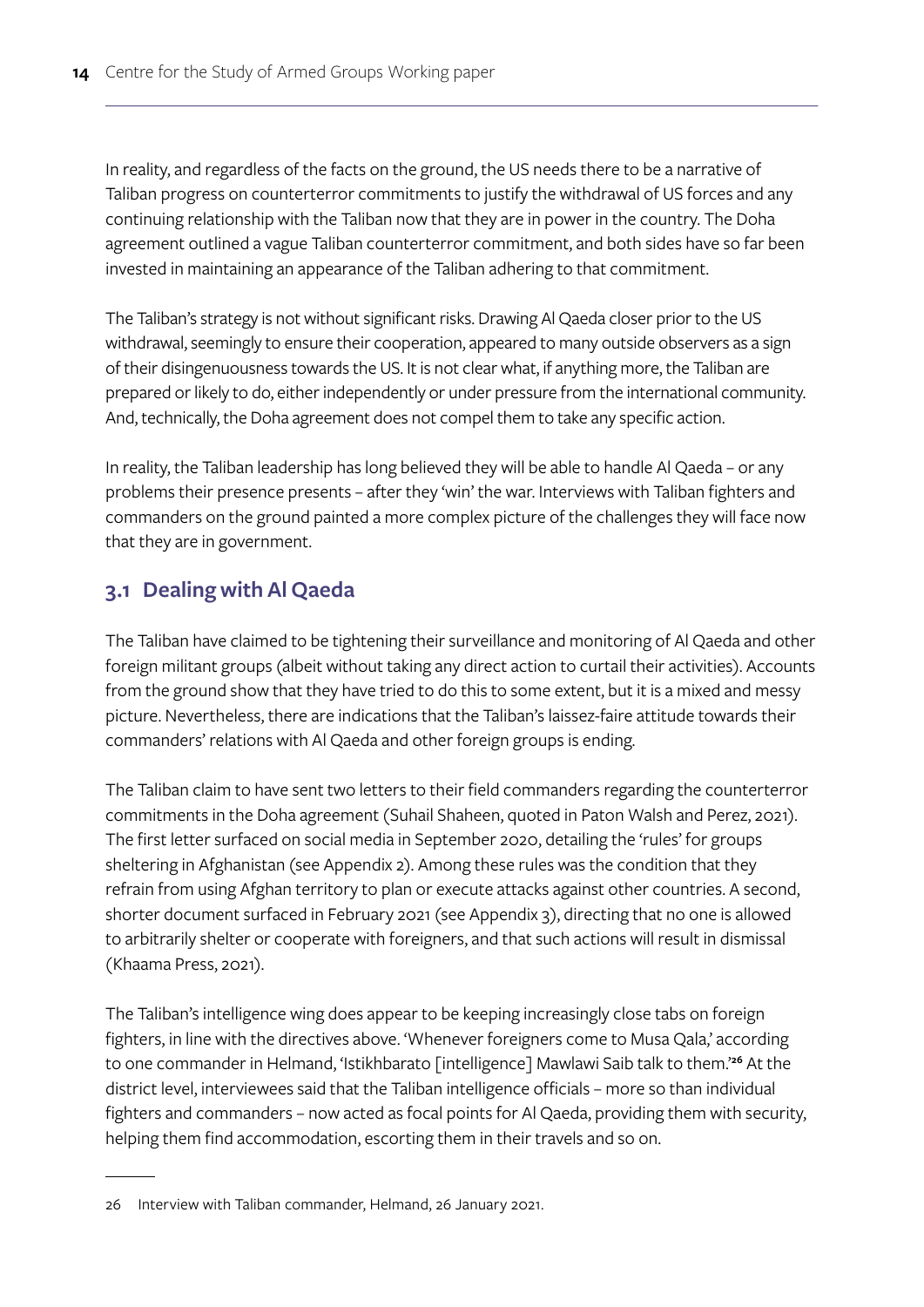In reality, and regardless of the facts on the ground, the US needs there to be a narrative of Taliban progress on counterterror commitments to justify the withdrawal of US forces and any continuing relationship with the Taliban now that they are in power in the country. The Doha agreement outlined a vague Taliban counterterror commitment, and both sides have so far been invested in maintaining an appearance of the Taliban adhering to that commitment.

The Taliban's strategy is not without significant risks. Drawing Al Qaeda closer prior to the US withdrawal, seemingly to ensure their cooperation, appeared to many outside observers as a sign of their disingenuousness towards the US. It is not clear what, if anything more, the Taliban are prepared or likely to do, either independently or under pressure from the international community. And, technically, the Doha agreement does not compel them to take any specific action.

In reality, the Taliban leadership has long believed they will be able to handle Al Qaeda – or any problems their presence presents – after they 'win' the war. Interviews with Taliban fighters and commanders on the ground painted a more complex picture of the challenges they will face now that they are in government.

## 3.1 Dealing with Al Qaeda

The Taliban have claimed to be tightening their surveillance and monitoring of Al Qaeda and other foreign militant groups (albeit without taking any direct action to curtail their activities). Accounts from the ground show that they have tried to do this to some extent, but it is a mixed and messy picture. Nevertheless, there are indications that the Taliban's laissez-faire attitude towards their commanders' relations with Al Qaeda and other foreign groups is ending.

The Taliban claim to have sent two letters to their field commanders regarding the counterterror commitments in the Doha agreement (Suhail Shaheen, quoted in Paton Walsh and Perez, 2021). The first letter surfaced on social media in September 2020, detailing the 'rules' for groups sheltering in Afghanistan (see Appendix 2). Among these rules was the condition that they refrain from using Afghan territory to plan or execute attacks against other countries. A second, shorter document surfaced in February 2021 (see Appendix 3), directing that no one is allowed to arbitrarily shelter or cooperate with foreigners, and that such actions will result in dismissal (Khaama Press, 2021).

The Taliban's intelligence wing does appear to be keeping increasingly close tabs on foreign fighters, in line with the directives above. 'Whenever foreigners come to Musa Qala,' according to one commander in Helmand, 'Istikhbarato [intelligence] Mawlawi Saib talk to them.'[26] At the district level, interviewees said that the Taliban intelligence officials – more so than individual fighters and commanders – now acted as focal points for Al Qaeda, providing them with security, helping them find accommodation, escorting them in their travels and so on.

---

26 Interview with Taliban commander, Helmand, 26 January 2021.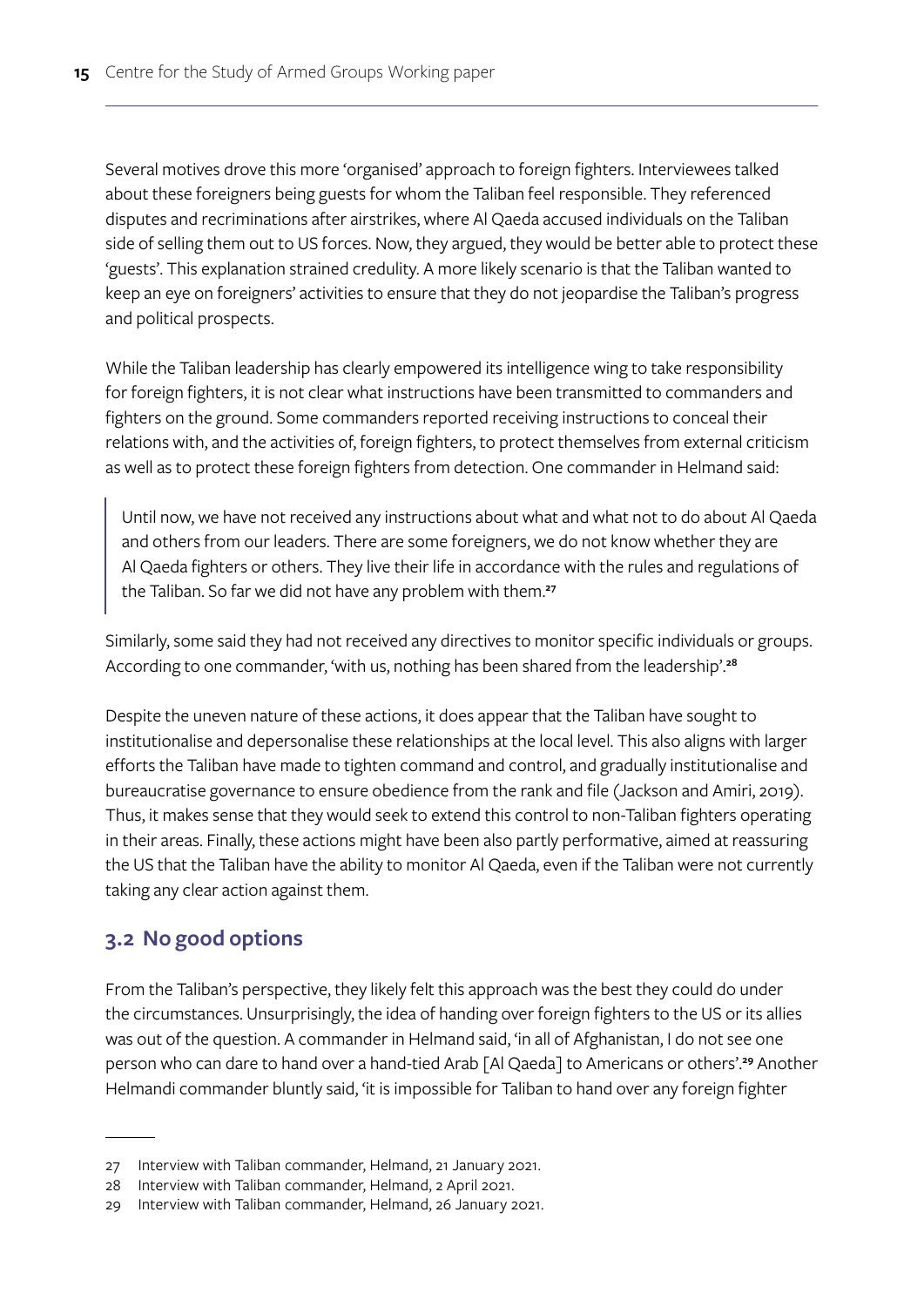Several motives drove this more 'organised' approach to foreign fighters. Interviewees talked about these foreigners being guests for whom the Taliban feel responsible. They referenced disputes and recriminations after airstrikes, where Al Qaeda accused individuals on the Taliban side of selling them out to US forces. Now, they argued, they would be better able to protect these 'guests'. This explanation strained credulity. A more likely scenario is that the Taliban wanted to keep an eye on foreigners' activities to ensure that they do not jeopardise the Taliban's progress and political prospects.

While the Taliban leadership has clearly empowered its intelligence wing to take responsibility for foreign fighters, it is not clear what instructions have been transmitted to commanders and fighters on the ground. Some commanders reported receiving instructions to conceal their relations with, and the activities of, foreign fighters, to protect themselves from external criticism as well as to protect these foreign fighters from detection. One commander in Helmand said:

> Until now, we have not received any instructions about what and what not to do about Al Qaeda and others from our leaders. There are some foreigners, we do not know whether they are Al Qaeda fighters or others. They live their life in accordance with the rules and regulations of the Taliban. So far we did not have any problem with them.[27]

Similarly, some said they had not received any directives to monitor specific individuals or groups. According to one commander, 'with us, nothing has been shared from the leadership'.[28]

Despite the uneven nature of these actions, it does appear that the Taliban have sought to institutionalise and depersonalise these relationships at the local level. This also aligns with larger efforts the Taliban have made to tighten command and control, and gradually institutionalise and bureaucratise governance to ensure obedience from the rank and file (Jackson and Amiri, 2019). Thus, it makes sense that they would seek to extend this control to non-Taliban fighters operating in their areas. Finally, these actions might have been also partly performative, aimed at reassuring the US that the Taliban have the ability to monitor Al Qaeda, even if the Taliban were not currently taking any clear action against them.

## 3.2 No good options

From the Taliban's perspective, they likely felt this approach was the best they could do under the circumstances. Unsurprisingly, the idea of handing over foreign fighters to the US or its allies was out of the question. A commander in Helmand said, 'in all of Afghanistan, I do not see one person who can dare to hand over a hand-tied Arab [Al Qaeda] to Americans or others'.[29] Another Helmandi commander bluntly said, 'it is impossible for Taliban to hand over any foreign fighter

---

27 Interview with Taliban commander, Helmand, 21 January 2021.

28 Interview with Taliban commander, Helmand, 2 April 2021.

29 Interview with Taliban commander, Helmand, 26 January 2021.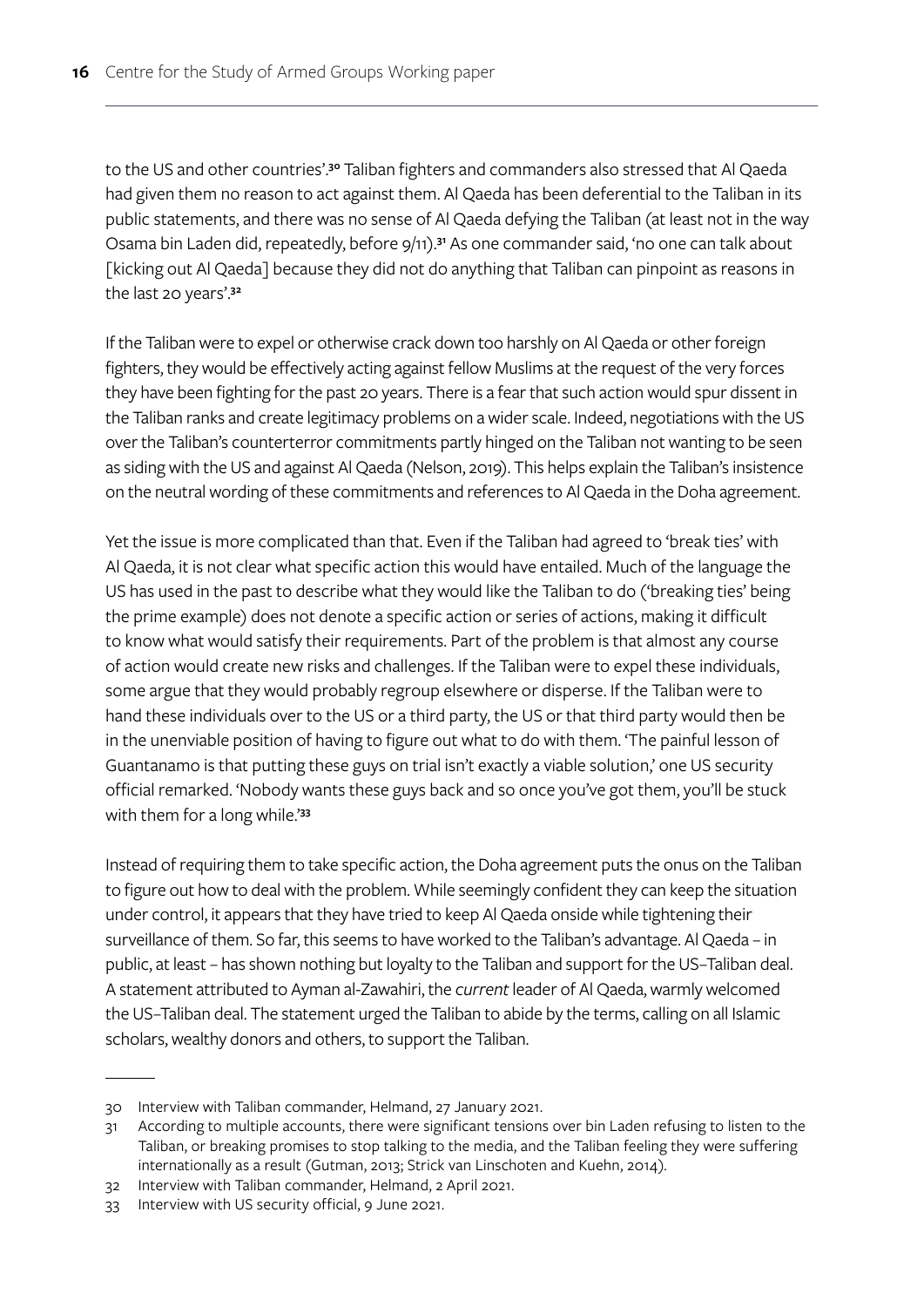to the US and other countries'.[30] Taliban fighters and commanders also stressed that Al Qaeda had given them no reason to act against them. Al Qaeda has been deferential to the Taliban in its public statements, and there was no sense of Al Qaeda defying the Taliban (at least not in the way Osama bin Laden did, repeatedly, before 9/11).[31] As one commander said, 'no one can talk about [kicking out Al Qaeda] because they did not do anything that Taliban can pinpoint as reasons in the last 20 years'.[32]

If the Taliban were to expel or otherwise crack down too harshly on Al Qaeda or other foreign fighters, they would be effectively acting against fellow Muslims at the request of the very forces they have been fighting for the past 20 years. There is a fear that such action would spur dissent in the Taliban ranks and create legitimacy problems on a wider scale. Indeed, negotiations with the US over the Taliban's counterterror commitments partly hinged on the Taliban not wanting to be seen as siding with the US and against Al Qaeda (Nelson, 2019). This helps explain the Taliban's insistence on the neutral wording of these commitments and references to Al Qaeda in the Doha agreement.

Yet the issue is more complicated than that. Even if the Taliban had agreed to 'break ties' with Al Qaeda, it is not clear what specific action this would have entailed. Much of the language the US has used in the past to describe what they would like the Taliban to do ('breaking ties' being the prime example) does not denote a specific action or series of actions, making it difficult to know what would satisfy their requirements. Part of the problem is that almost any course of action would create new risks and challenges. If the Taliban were to expel these individuals, some argue that they would probably regroup elsewhere or disperse. If the Taliban were to hand these individuals over to the US or a third party, the US or that third party would then be in the unenviable position of having to figure out what to do with them. 'The painful lesson of Guantanamo is that putting these guys on trial isn't exactly a viable solution,' one US security official remarked. 'Nobody wants these guys back and so once you've got them, you'll be stuck with them for a long while.'[33]

Instead of requiring them to take specific action, the Doha agreement puts the onus on the Taliban to figure out how to deal with the problem. While seemingly confident they can keep the situation under control, it appears that they have tried to keep Al Qaeda onside while tightening their surveillance of them. So far, this seems to have worked to the Taliban's advantage. Al Qaeda – in public, at least – has shown nothing but loyalty to the Taliban and support for the US–Taliban deal. A statement attributed to Ayman al-Zawahiri, the *current* leader of Al Qaeda, warmly welcomed the US–Taliban deal. The statement urged the Taliban to abide by the terms, calling on all Islamic scholars, wealthy donors and others, to support the Taliban.

---

30 Interview with Taliban commander, Helmand, 27 January 2021.

31 According to multiple accounts, there were significant tensions over bin Laden refusing to listen to the Taliban, or breaking promises to stop talking to the media, and the Taliban feeling they were suffering internationally as a result (Gutman, 2013; Strick van Linschoten and Kuehn, 2014).

32 Interview with Taliban commander, Helmand, 2 April 2021.

33 Interview with US security official, 9 June 2021.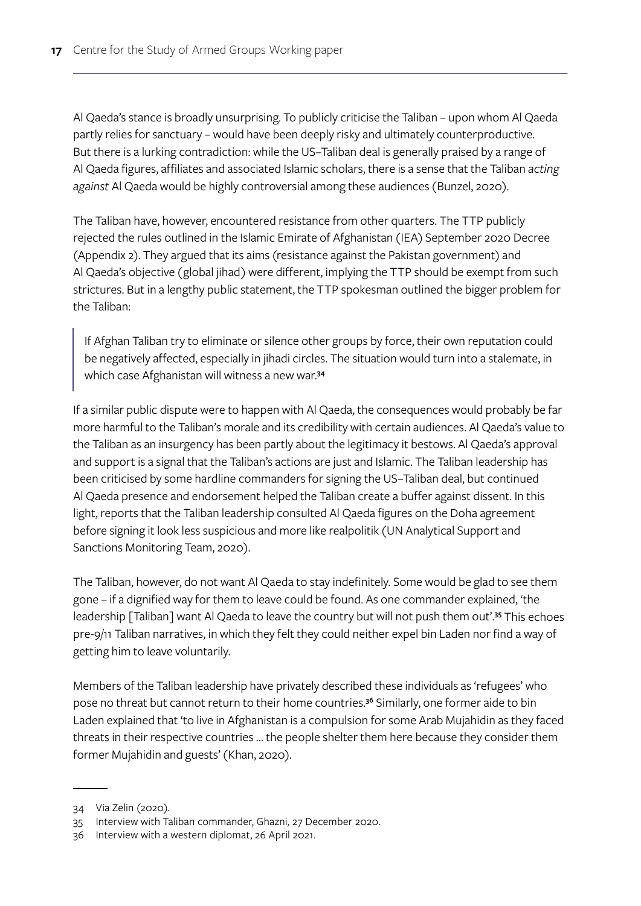Al Qaeda's stance is broadly unsurprising. To publicly criticise the Taliban – upon whom Al Qaeda partly relies for sanctuary – would have been deeply risky and ultimately counterproductive. But there is a lurking contradiction: while the US–Taliban deal is generally praised by a range of Al Qaeda figures, affiliates and associated Islamic scholars, there is a sense that the Taliban *acting against* Al Qaeda would be highly controversial among these audiences (Bunzel, 2020).

The Taliban have, however, encountered resistance from other quarters. The TTP publicly rejected the rules outlined in the Islamic Emirate of Afghanistan (IEA) September 2020 Decree (Appendix 2). They argued that its aims (resistance against the Pakistan government) and Al Qaeda's objective (global jihad) were different, implying the TTP should be exempt from such strictures. But in a lengthy public statement, the TTP spokesman outlined the bigger problem for the Taliban:

> If Afghan Taliban try to eliminate or silence other groups by force, their own reputation could be negatively affected, especially in jihadi circles. The situation would turn into a stalemate, in which case Afghanistan will witness a new war.[34]

If a similar public dispute were to happen with Al Qaeda, the consequences would probably be far more harmful to the Taliban's morale and its credibility with certain audiences. Al Qaeda's value to the Taliban as an insurgency has been partly about the legitimacy it bestows. Al Qaeda's approval and support is a signal that the Taliban's actions are just and Islamic. The Taliban leadership has been criticised by some hardline commanders for signing the US–Taliban deal, but continued Al Qaeda presence and endorsement helped the Taliban create a buffer against dissent. In this light, reports that the Taliban leadership consulted Al Qaeda figures on the Doha agreement before signing it look less suspicious and more like realpolitik (UN Analytical Support and Sanctions Monitoring Team, 2020).

The Taliban, however, do not want Al Qaeda to stay indefinitely. Some would be glad to see them gone – if a dignified way for them to leave could be found. As one commander explained, 'the leadership [Taliban] want Al Qaeda to leave the country but will not push them out'.[35] This echoes pre-9/11 Taliban narratives, in which they felt they could neither expel bin Laden nor find a way of getting him to leave voluntarily.

Members of the Taliban leadership have privately described these individuals as 'refugees' who pose no threat but cannot return to their home countries.[36] Similarly, one former aide to bin Laden explained that 'to live in Afghanistan is a compulsion for some Arab Mujahidin as they faced threats in their respective countries … the people shelter them here because they consider them former Mujahidin and guests' (Khan, 2020).

---

34 Via Zelin (2020).

35 Interview with Taliban commander, Ghazni, 27 December 2020.

36 Interview with a western diplomat, 26 April 2021.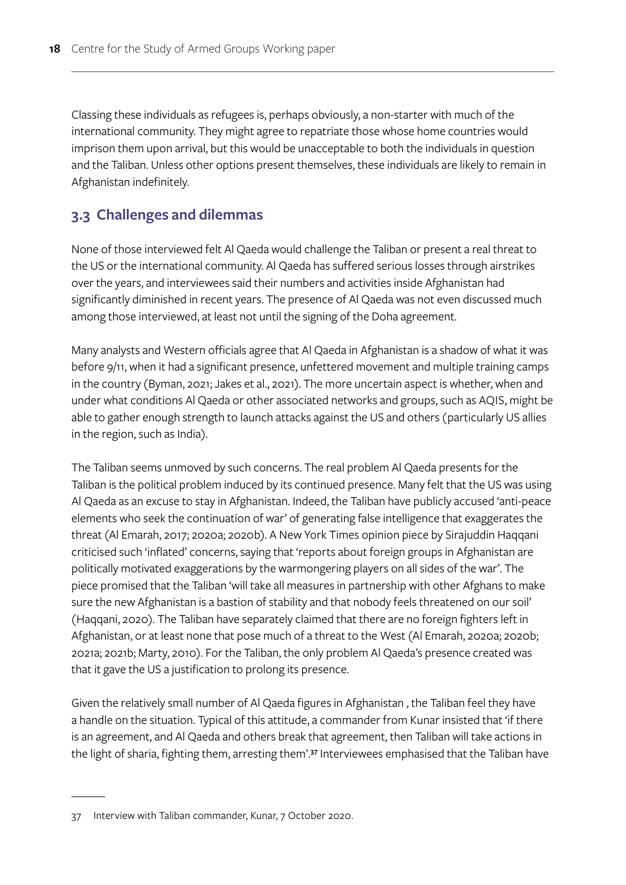Classing these individuals as refugees is, perhaps obviously, a non-starter with much of the international community. They might agree to repatriate those whose home countries would imprison them upon arrival, but this would be unacceptable to both the individuals in question and the Taliban. Unless other options present themselves, these individuals are likely to remain in Afghanistan indefinitely.

## 3.3 Challenges and dilemmas

None of those interviewed felt Al Qaeda would challenge the Taliban or present a real threat to the US or the international community. Al Qaeda has suffered serious losses through airstrikes over the years, and interviewees said their numbers and activities inside Afghanistan had significantly diminished in recent years. The presence of Al Qaeda was not even discussed much among those interviewed, at least not until the signing of the Doha agreement.

Many analysts and Western officials agree that Al Qaeda in Afghanistan is a shadow of what it was before 9/11, when it had a significant presence, unfettered movement and multiple training camps in the country (Byman, 2021; Jakes et al., 2021). The more uncertain aspect is whether, when and under what conditions Al Qaeda or other associated networks and groups, such as AQIS, might be able to gather enough strength to launch attacks against the US and others (particularly US allies in the region, such as India).

The Taliban seems unmoved by such concerns. The real problem Al Qaeda presents for the Taliban is the political problem induced by its continued presence. Many felt that the US was using Al Qaeda as an excuse to stay in Afghanistan. Indeed, the Taliban have publicly accused 'anti-peace elements who seek the continuation of war' of generating false intelligence that exaggerates the threat (Al Emarah, 2017; 2020a; 2020b). A New York Times opinion piece by Sirajuddin Haqqani criticised such 'inflated' concerns, saying that 'reports about foreign groups in Afghanistan are politically motivated exaggerations by the warmongering players on all sides of the war'. The piece promised that the Taliban 'will take all measures in partnership with other Afghans to make sure the new Afghanistan is a bastion of stability and that nobody feels threatened on our soil' (Haqqani, 2020). The Taliban have separately claimed that there are no foreign fighters left in Afghanistan, or at least none that pose much of a threat to the West (Al Emarah, 2020a; 2020b; 2021a; 2021b; Marty, 2010). For the Taliban, the only problem Al Qaeda's presence created was that it gave the US a justification to prolong its presence.

Given the relatively small number of Al Qaeda figures in Afghanistan , the Taliban feel they have a handle on the situation. Typical of this attitude, a commander from Kunar insisted that 'if there is an agreement, and Al Qaeda and others break that agreement, then Taliban will take actions in the light of sharia, fighting them, arresting them'.[37] Interviewees emphasised that the Taliban have

---

37 Interview with Taliban commander, Kunar, 7 October 2020.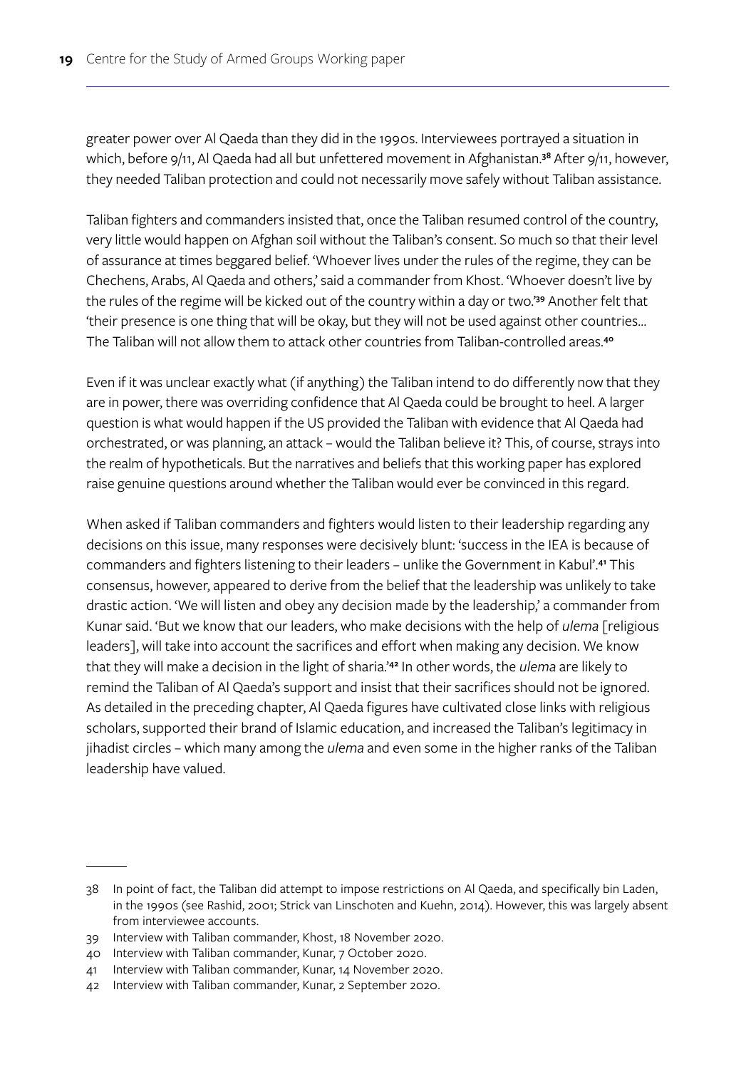greater power over Al Qaeda than they did in the 1990s. Interviewees portrayed a situation in which, before 9/11, Al Qaeda had all but unfettered movement in Afghanistan.[38] After 9/11, however, they needed Taliban protection and could not necessarily move safely without Taliban assistance.

Taliban fighters and commanders insisted that, once the Taliban resumed control of the country, very little would happen on Afghan soil without the Taliban's consent. So much so that their level of assurance at times beggared belief. 'Whoever lives under the rules of the regime, they can be Chechens, Arabs, Al Qaeda and others,' said a commander from Khost. 'Whoever doesn't live by the rules of the regime will be kicked out of the country within a day or two.'[39] Another felt that 'their presence is one thing that will be okay, but they will not be used against other countries… The Taliban will not allow them to attack other countries from Taliban-controlled areas.[40]

Even if it was unclear exactly what (if anything) the Taliban intend to do differently now that they are in power, there was overriding confidence that Al Qaeda could be brought to heel. A larger question is what would happen if the US provided the Taliban with evidence that Al Qaeda had orchestrated, or was planning, an attack – would the Taliban believe it? This, of course, strays into the realm of hypotheticals. But the narratives and beliefs that this working paper has explored raise genuine questions around whether the Taliban would ever be convinced in this regard.

When asked if Taliban commanders and fighters would listen to their leadership regarding any decisions on this issue, many responses were decisively blunt: 'success in the IEA is because of commanders and fighters listening to their leaders – unlike the Government in Kabul'.[41] This consensus, however, appeared to derive from the belief that the leadership was unlikely to take drastic action. 'We will listen and obey any decision made by the leadership,' a commander from Kunar said. 'But we know that our leaders, who make decisions with the help of *ulema* [religious leaders], will take into account the sacrifices and effort when making any decision. We know that they will make a decision in the light of sharia.'[42] In other words, the *ulema* are likely to remind the Taliban of Al Qaeda's support and insist that their sacrifices should not be ignored. As detailed in the preceding chapter, Al Qaeda figures have cultivated close links with religious scholars, supported their brand of Islamic education, and increased the Taliban's legitimacy in jihadist circles – which many among the *ulema* and even some in the higher ranks of the Taliban leadership have valued.

---

38 In point of fact, the Taliban did attempt to impose restrictions on Al Qaeda, and specifically bin Laden, in the 1990s (see Rashid, 2001; Strick van Linschoten and Kuehn, 2014). However, this was largely absent from interviewee accounts.

39 Interview with Taliban commander, Khost, 18 November 2020.

40 Interview with Taliban commander, Kunar, 7 October 2020.

41 Interview with Taliban commander, Kunar, 14 November 2020.

42 Interview with Taliban commander, Kunar, 2 September 2020.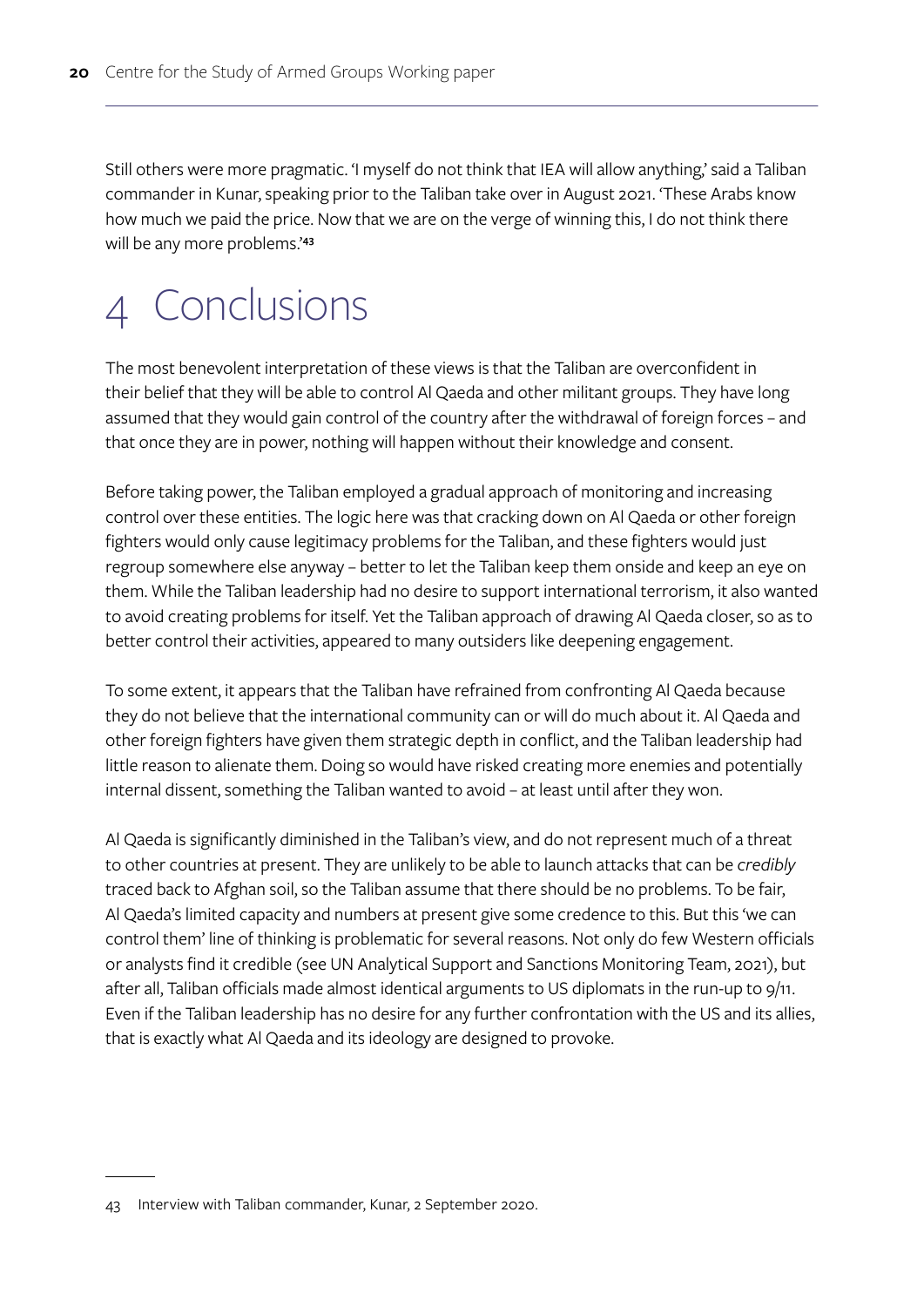Still others were more pragmatic. 'I myself do not think that IEA will allow anything,' said a Taliban commander in Kunar, speaking prior to the Taliban take over in August 2021. 'These Arabs know how much we paid the price. Now that we are on the verge of winning this, I do not think there will be any more problems.'[43]

# 4 Conclusions

The most benevolent interpretation of these views is that the Taliban are overconfident in their belief that they will be able to control Al Qaeda and other militant groups. They have long assumed that they would gain control of the country after the withdrawal of foreign forces – and that once they are in power, nothing will happen without their knowledge and consent.

Before taking power, the Taliban employed a gradual approach of monitoring and increasing control over these entities. The logic here was that cracking down on Al Qaeda or other foreign fighters would only cause legitimacy problems for the Taliban, and these fighters would just regroup somewhere else anyway – better to let the Taliban keep them onside and keep an eye on them. While the Taliban leadership had no desire to support international terrorism, it also wanted to avoid creating problems for itself. Yet the Taliban approach of drawing Al Qaeda closer, so as to better control their activities, appeared to many outsiders like deepening engagement.

To some extent, it appears that the Taliban have refrained from confronting Al Qaeda because they do not believe that the international community can or will do much about it. Al Qaeda and other foreign fighters have given them strategic depth in conflict, and the Taliban leadership had little reason to alienate them. Doing so would have risked creating more enemies and potentially internal dissent, something the Taliban wanted to avoid – at least until after they won.

Al Qaeda is significantly diminished in the Taliban's view, and do not represent much of a threat to other countries at present. They are unlikely to be able to launch attacks that can be *credibly* traced back to Afghan soil, so the Taliban assume that there should be no problems. To be fair, Al Qaeda's limited capacity and numbers at present give some credence to this. But this 'we can control them' line of thinking is problematic for several reasons. Not only do few Western officials or analysts find it credible (see UN Analytical Support and Sanctions Monitoring Team, 2021), but after all, Taliban officials made almost identical arguments to US diplomats in the run-up to 9/11. Even if the Taliban leadership has no desire for any further confrontation with the US and its allies, that is exactly what Al Qaeda and its ideology are designed to provoke.

---

43 Interview with Taliban commander, Kunar, 2 September 2020.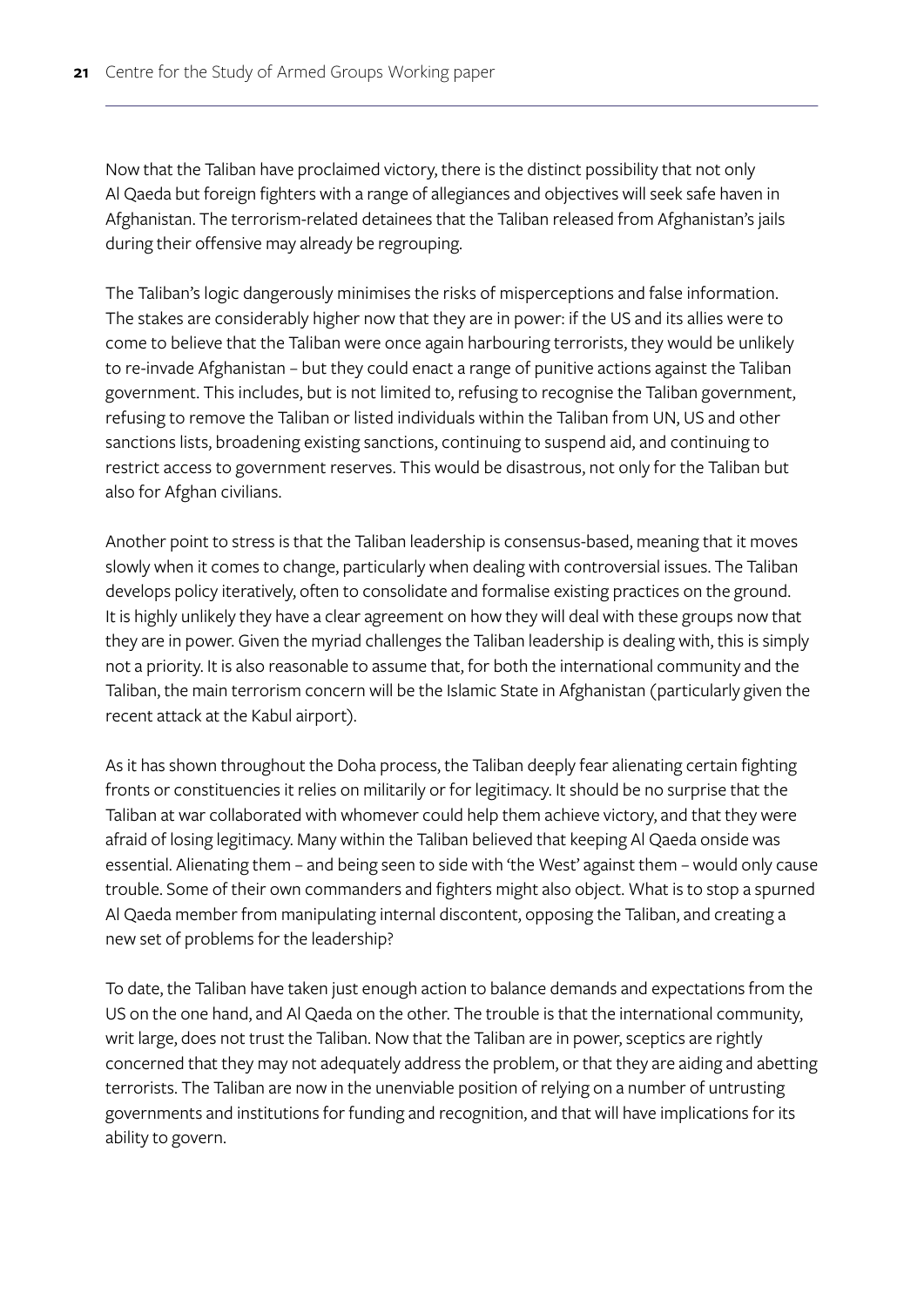Now that the Taliban have proclaimed victory, there is the distinct possibility that not only Al Qaeda but foreign fighters with a range of allegiances and objectives will seek safe haven in Afghanistan. The terrorism-related detainees that the Taliban released from Afghanistan's jails during their offensive may already be regrouping.

The Taliban's logic dangerously minimises the risks of misperceptions and false information. The stakes are considerably higher now that they are in power: if the US and its allies were to come to believe that the Taliban were once again harbouring terrorists, they would be unlikely to re-invade Afghanistan – but they could enact a range of punitive actions against the Taliban government. This includes, but is not limited to, refusing to recognise the Taliban government, refusing to remove the Taliban or listed individuals within the Taliban from UN, US and other sanctions lists, broadening existing sanctions, continuing to suspend aid, and continuing to restrict access to government reserves. This would be disastrous, not only for the Taliban but also for Afghan civilians.

Another point to stress is that the Taliban leadership is consensus-based, meaning that it moves slowly when it comes to change, particularly when dealing with controversial issues. The Taliban develops policy iteratively, often to consolidate and formalise existing practices on the ground. It is highly unlikely they have a clear agreement on how they will deal with these groups now that they are in power. Given the myriad challenges the Taliban leadership is dealing with, this is simply not a priority. It is also reasonable to assume that, for both the international community and the Taliban, the main terrorism concern will be the Islamic State in Afghanistan (particularly given the recent attack at the Kabul airport).

As it has shown throughout the Doha process, the Taliban deeply fear alienating certain fighting fronts or constituencies it relies on militarily or for legitimacy. It should be no surprise that the Taliban at war collaborated with whomever could help them achieve victory, and that they were afraid of losing legitimacy. Many within the Taliban believed that keeping Al Qaeda onside was essential. Alienating them – and being seen to side with 'the West' against them – would only cause trouble. Some of their own commanders and fighters might also object. What is to stop a spurned Al Qaeda member from manipulating internal discontent, opposing the Taliban, and creating a new set of problems for the leadership?

To date, the Taliban have taken just enough action to balance demands and expectations from the US on the one hand, and Al Qaeda on the other. The trouble is that the international community, writ large, does not trust the Taliban. Now that the Taliban are in power, sceptics are rightly concerned that they may not adequately address the problem, or that they are aiding and abetting terrorists. The Taliban are now in the unenviable position of relying on a number of untrusting governments and institutions for funding and recognition, and that will have implications for its ability to govern.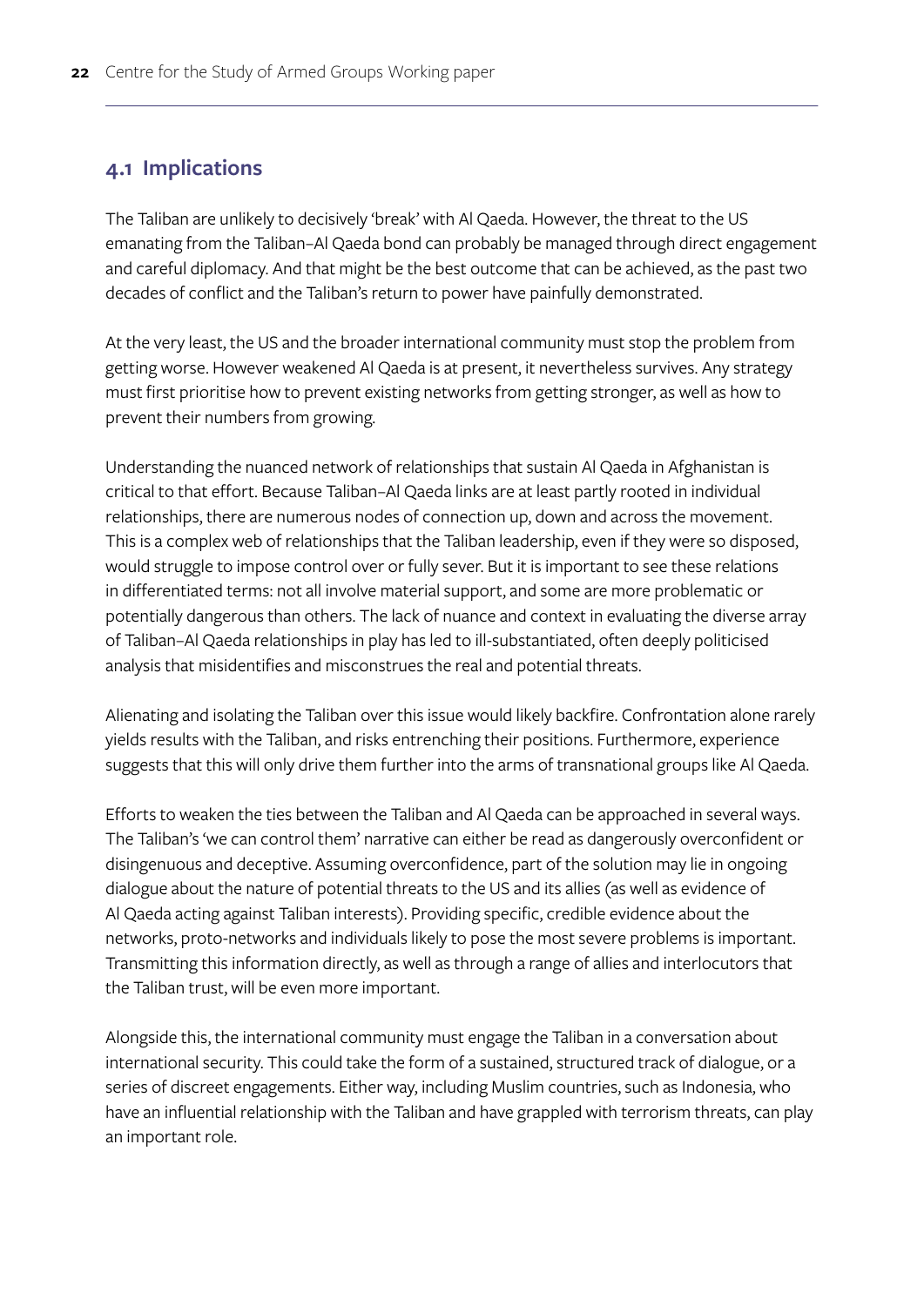## 4.1 Implications

The Taliban are unlikely to decisively 'break' with Al Qaeda. However, the threat to the US emanating from the Taliban–Al Qaeda bond can probably be managed through direct engagement and careful diplomacy. And that might be the best outcome that can be achieved, as the past two decades of conflict and the Taliban's return to power have painfully demonstrated.

At the very least, the US and the broader international community must stop the problem from getting worse. However weakened Al Qaeda is at present, it nevertheless survives. Any strategy must first prioritise how to prevent existing networks from getting stronger, as well as how to prevent their numbers from growing.

Understanding the nuanced network of relationships that sustain Al Qaeda in Afghanistan is critical to that effort. Because Taliban–Al Qaeda links are at least partly rooted in individual relationships, there are numerous nodes of connection up, down and across the movement. This is a complex web of relationships that the Taliban leadership, even if they were so disposed, would struggle to impose control over or fully sever. But it is important to see these relations in differentiated terms: not all involve material support, and some are more problematic or potentially dangerous than others. The lack of nuance and context in evaluating the diverse array of Taliban–Al Qaeda relationships in play has led to ill-substantiated, often deeply politicised analysis that misidentifies and misconstrues the real and potential threats.

Alienating and isolating the Taliban over this issue would likely backfire. Confrontation alone rarely yields results with the Taliban, and risks entrenching their positions. Furthermore, experience suggests that this will only drive them further into the arms of transnational groups like Al Qaeda.

Efforts to weaken the ties between the Taliban and Al Qaeda can be approached in several ways. The Taliban's 'we can control them' narrative can either be read as dangerously overconfident or disingenuous and deceptive. Assuming overconfidence, part of the solution may lie in ongoing dialogue about the nature of potential threats to the US and its allies (as well as evidence of Al Qaeda acting against Taliban interests). Providing specific, credible evidence about the networks, proto-networks and individuals likely to pose the most severe problems is important. Transmitting this information directly, as well as through a range of allies and interlocutors that the Taliban trust, will be even more important.

Alongside this, the international community must engage the Taliban in a conversation about international security. This could take the form of a sustained, structured track of dialogue, or a series of discreet engagements. Either way, including Muslim countries, such as Indonesia, who have an influential relationship with the Taliban and have grappled with terrorism threats, can play an important role.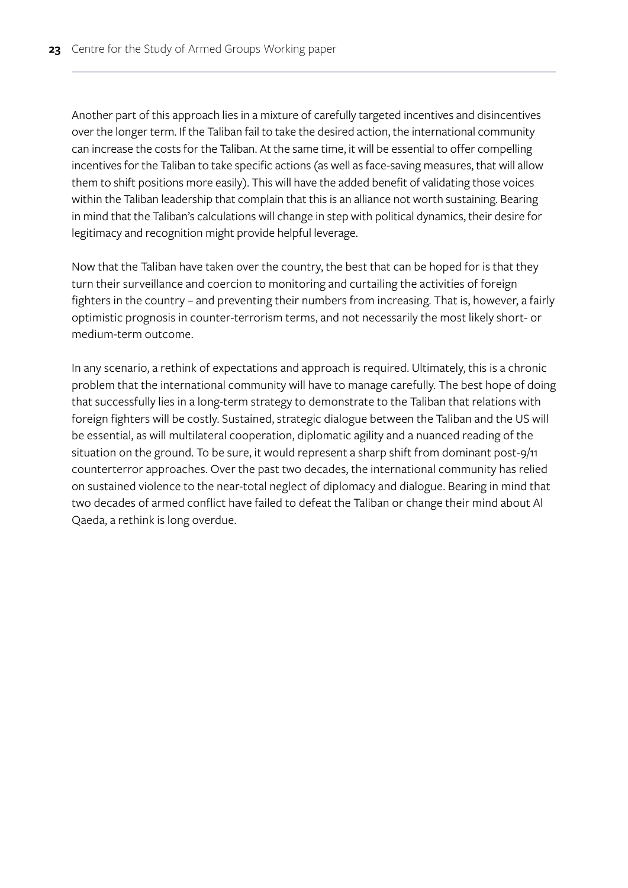Another part of this approach lies in a mixture of carefully targeted incentives and disincentives over the longer term. If the Taliban fail to take the desired action, the international community can increase the costs for the Taliban. At the same time, it will be essential to offer compelling incentives for the Taliban to take specific actions (as well as face-saving measures, that will allow them to shift positions more easily). This will have the added benefit of validating those voices within the Taliban leadership that complain that this is an alliance not worth sustaining. Bearing in mind that the Taliban's calculations will change in step with political dynamics, their desire for legitimacy and recognition might provide helpful leverage.

Now that the Taliban have taken over the country, the best that can be hoped for is that they turn their surveillance and coercion to monitoring and curtailing the activities of foreign fighters in the country – and preventing their numbers from increasing. That is, however, a fairly optimistic prognosis in counter-terrorism terms, and not necessarily the most likely short- or medium-term outcome.

In any scenario, a rethink of expectations and approach is required. Ultimately, this is a chronic problem that the international community will have to manage carefully. The best hope of doing that successfully lies in a long-term strategy to demonstrate to the Taliban that relations with foreign fighters will be costly. Sustained, strategic dialogue between the Taliban and the US will be essential, as will multilateral cooperation, diplomatic agility and a nuanced reading of the situation on the ground. To be sure, it would represent a sharp shift from dominant post-9/11 counterterror approaches. Over the past two decades, the international community has relied on sustained violence to the near-total neglect of diplomacy and dialogue. Bearing in mind that two decades of armed conflict have failed to defeat the Taliban or change their mind about Al Qaeda, a rethink is long overdue.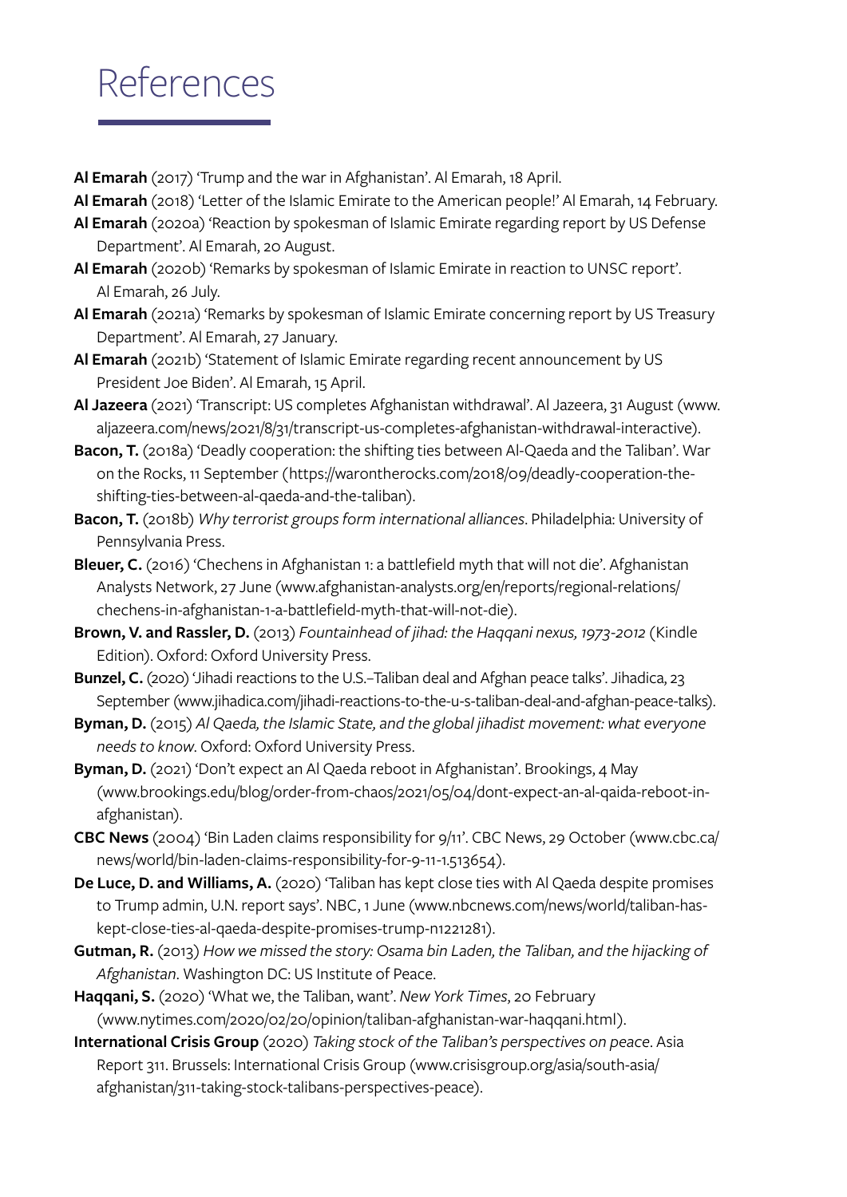# References

**Al Emarah** (2017) 'Trump and the war in Afghanistan'. Al Emarah, 18 April.

**Al Emarah** (2018) 'Letter of the Islamic Emirate to the American people!' Al Emarah, 14 February.

**Al Emarah** (2020a) 'Reaction by spokesman of Islamic Emirate regarding report by US Defense Department'. Al Emarah, 20 August.

**Al Emarah** (2020b) 'Remarks by spokesman of Islamic Emirate in reaction to UNSC report'. Al Emarah, 26 July.

**Al Emarah** (2021a) 'Remarks by spokesman of Islamic Emirate concerning report by US Treasury Department'. Al Emarah, 27 January.

**Al Emarah** (2021b) 'Statement of Islamic Emirate regarding recent announcement by US President Joe Biden'. Al Emarah, 15 April.

**Al Jazeera** (2021) 'Transcript: US completes Afghanistan withdrawal'. Al Jazeera, 31 August (www.aljazeera.com/news/2021/8/31/transcript-us-completes-afghanistan-withdrawal-interactive).

**Bacon, T.** (2018a) 'Deadly cooperation: the shifting ties between Al-Qaeda and the Taliban'. War on the Rocks, 11 September (https://warontherocks.com/2018/09/deadly-cooperation-the-shifting-ties-between-al-qaeda-and-the-taliban).

**Bacon, T.** (2018b) *Why terrorist groups form international alliances*. Philadelphia: University of Pennsylvania Press.

**Bleuer, C.** (2016) 'Chechens in Afghanistan 1: a battlefield myth that will not die'. Afghanistan Analysts Network, 27 June (www.afghanistan-analysts.org/en/reports/regional-relations/chechens-in-afghanistan-1-a-battlefield-myth-that-will-not-die).

**Brown, V. and Rassler, D.** (2013) *Fountainhead of jihad: the Haqqani nexus, 1973-2012* (Kindle Edition). Oxford: Oxford University Press.

**Bunzel, C.** (2020) 'Jihadi reactions to the U.S.–Taliban deal and Afghan peace talks'. Jihadica, 23 September (www.jihadica.com/jihadi-reactions-to-the-u-s-taliban-deal-and-afghan-peace-talks).

**Byman, D.** (2015) *Al Qaeda, the Islamic State, and the global jihadist movement: what everyone needs to know*. Oxford: Oxford University Press.

**Byman, D.** (2021) 'Don't expect an Al Qaeda reboot in Afghanistan'. Brookings, 4 May (www.brookings.edu/blog/order-from-chaos/2021/05/04/dont-expect-an-al-qaida-reboot-in-afghanistan).

**CBC News** (2004) 'Bin Laden claims responsibility for 9/11'. CBC News, 29 October (www.cbc.ca/news/world/bin-laden-claims-responsibility-for-9-11-1.513654).

**De Luce, D. and Williams, A.** (2020) 'Taliban has kept close ties with Al Qaeda despite promises to Trump admin, U.N. report says'. NBC, 1 June (www.nbcnews.com/news/world/taliban-has-kept-close-ties-al-qaeda-despite-promises-trump-n1221281).

**Gutman, R.** (2013) *How we missed the story: Osama bin Laden, the Taliban, and the hijacking of Afghanistan*. Washington DC: US Institute of Peace.

**Haqqani, S.** (2020) 'What we, the Taliban, want'. *New York Times*, 20 February (www.nytimes.com/2020/02/20/opinion/taliban-afghanistan-war-haqqani.html).

**International Crisis Group** (2020) *Taking stock of the Taliban's perspectives on peace*. Asia Report 311. Brussels: International Crisis Group (www.crisisgroup.org/asia/south-asia/afghanistan/311-taking-stock-talibans-perspectives-peace).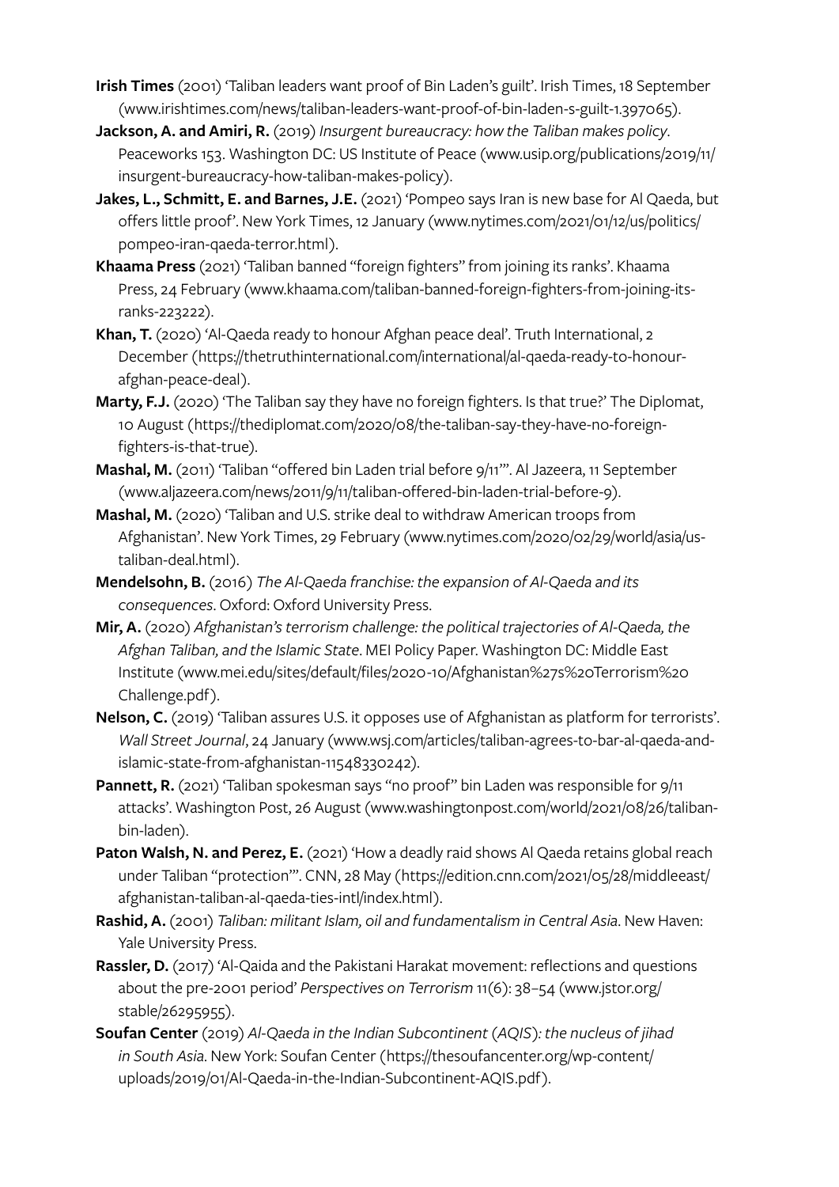**Irish Times** (2001) 'Taliban leaders want proof of Bin Laden's guilt'. Irish Times, 18 September (www.irishtimes.com/news/taliban-leaders-want-proof-of-bin-laden-s-guilt-1.397065).

**Jackson, A. and Amiri, R.** (2019) *Insurgent bureaucracy: how the Taliban makes policy*. Peaceworks 153. Washington DC: US Institute of Peace (www.usip.org/publications/2019/11/insurgent-bureaucracy-how-taliban-makes-policy).

**Jakes, L., Schmitt, E. and Barnes, J.E.** (2021) 'Pompeo says Iran is new base for Al Qaeda, but offers little proof'. New York Times, 12 January (www.nytimes.com/2021/01/12/us/politics/pompeo-iran-qaeda-terror.html).

**Khaama Press** (2021) 'Taliban banned "foreign fighters" from joining its ranks'. Khaama Press, 24 February (www.khaama.com/taliban-banned-foreign-fighters-from-joining-its-ranks-223222).

**Khan, T.** (2020) 'Al-Qaeda ready to honour Afghan peace deal'. Truth International, 2 December (https://thetruthinternational.com/international/al-qaeda-ready-to-honour-afghan-peace-deal).

**Marty, F.J.** (2020) 'The Taliban say they have no foreign fighters. Is that true?' The Diplomat, 10 August (https://thediplomat.com/2020/08/the-taliban-say-they-have-no-foreign-fighters-is-that-true).

**Mashal, M.** (2011) 'Taliban "offered bin Laden trial before 9/11"'. Al Jazeera, 11 September (www.aljazeera.com/news/2011/9/11/taliban-offered-bin-laden-trial-before-9).

**Mashal, M.** (2020) 'Taliban and U.S. strike deal to withdraw American troops from Afghanistan'. New York Times, 29 February (www.nytimes.com/2020/02/29/world/asia/us-taliban-deal.html).

**Mendelsohn, B.** (2016) *The Al-Qaeda franchise: the expansion of Al-Qaeda and its consequences*. Oxford: Oxford University Press.

**Mir, A.** (2020) *Afghanistan's terrorism challenge: the political trajectories of Al-Qaeda, the Afghan Taliban, and the Islamic State*. MEI Policy Paper. Washington DC: Middle East Institute (www.mei.edu/sites/default/files/2020-10/Afghanistan%27s%20Terrorism%20Challenge.pdf).

**Nelson, C.** (2019) 'Taliban assures U.S. it opposes use of Afghanistan as platform for terrorists'. *Wall Street Journal*, 24 January (www.wsj.com/articles/taliban-agrees-to-bar-al-qaeda-and-islamic-state-from-afghanistan-11548330242).

**Pannett, R.** (2021) 'Taliban spokesman says "no proof" bin Laden was responsible for 9/11 attacks'. Washington Post, 26 August (www.washingtonpost.com/world/2021/08/26/taliban-bin-laden).

**Paton Walsh, N. and Perez, E.** (2021) 'How a deadly raid shows Al Qaeda retains global reach under Taliban "protection"'. CNN, 28 May (https://edition.cnn.com/2021/05/28/middleeast/afghanistan-taliban-al-qaeda-ties-intl/index.html).

**Rashid, A.** (2001) *Taliban: militant Islam, oil and fundamentalism in Central Asia*. New Haven: Yale University Press.

**Rassler, D.** (2017) 'Al-Qaida and the Pakistani Harakat movement: reflections and questions about the pre-2001 period' *Perspectives on Terrorism* 11(6): 38–54 (www.jstor.org/stable/26295955).

**Soufan Center** (2019) *Al-Qaeda in the Indian Subcontinent (AQIS): the nucleus of jihad in South Asia*. New York: Soufan Center (https://thesoufancenter.org/wp-content/uploads/2019/01/Al-Qaeda-in-the-Indian-Subcontinent-AQIS.pdf).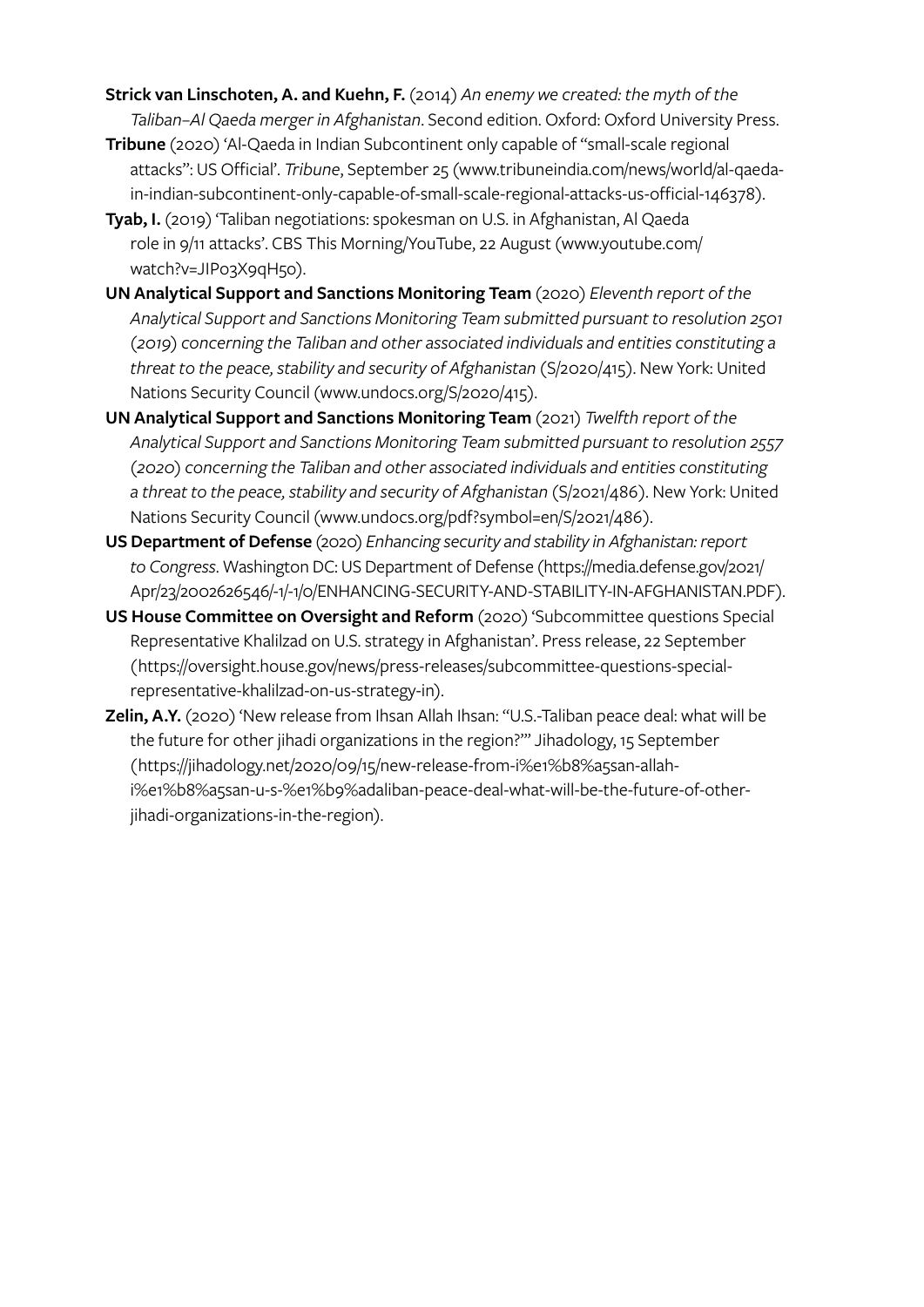**Strick van Linschoten, A. and Kuehn, F.** (2014) *An enemy we created: the myth of the Taliban–Al Qaeda merger in Afghanistan*. Second edition. Oxford: Oxford University Press.

**Tribune** (2020) 'Al-Qaeda in Indian Subcontinent only capable of "small-scale regional attacks": US Official'. *Tribune*, September 25 (www.tribuneindia.com/news/world/al-qaeda-in-indian-subcontinent-only-capable-of-small-scale-regional-attacks-us-official-146378).

**Tyab, I.** (2019) 'Taliban negotiations: spokesman on U.S. in Afghanistan, Al Qaeda role in 9/11 attacks'. CBS This Morning/YouTube, 22 August (www.youtube.com/watch?v=JIPo3X9qH5o).

**UN Analytical Support and Sanctions Monitoring Team** (2020) *Eleventh report of the Analytical Support and Sanctions Monitoring Team submitted pursuant to resolution 2501 (2019) concerning the Taliban and other associated individuals and entities constituting a threat to the peace, stability and security of Afghanistan* (S/2020/415). New York: United Nations Security Council (www.undocs.org/S/2020/415).

**UN Analytical Support and Sanctions Monitoring Team** (2021) *Twelfth report of the Analytical Support and Sanctions Monitoring Team submitted pursuant to resolution 2557 (2020) concerning the Taliban and other associated individuals and entities constituting a threat to the peace, stability and security of Afghanistan* (S/2021/486). New York: United Nations Security Council (www.undocs.org/pdf?symbol=en/S/2021/486).

**US Department of Defense** (2020) *Enhancing security and stability in Afghanistan: report to Congress*. Washington DC: US Department of Defense (https://media.defense.gov/2021/Apr/23/2002626546/-1/-1/0/ENHANCING-SECURITY-AND-STABILITY-IN-AFGHANISTAN.PDF).

**US House Committee on Oversight and Reform** (2020) 'Subcommittee questions Special Representative Khalilzad on U.S. strategy in Afghanistan'. Press release, 22 September (https://oversight.house.gov/news/press-releases/subcommittee-questions-special-representative-khalilzad-on-us-strategy-in).

**Zelin, A.Y.** (2020) 'New release from Ihsan Allah Ihsan: "U.S.-Taliban peace deal: what will be the future for other jihadi organizations in the region?"' Jihadology, 15 September (https://jihadology.net/2020/09/15/new-release-from-i%e1%b8%a5san-allah-i%e1%b8%a5san-u-s-%e1%b9%adaliban-peace-deal-what-will-be-the-future-of-other-jihadi-organizations-in-the-region).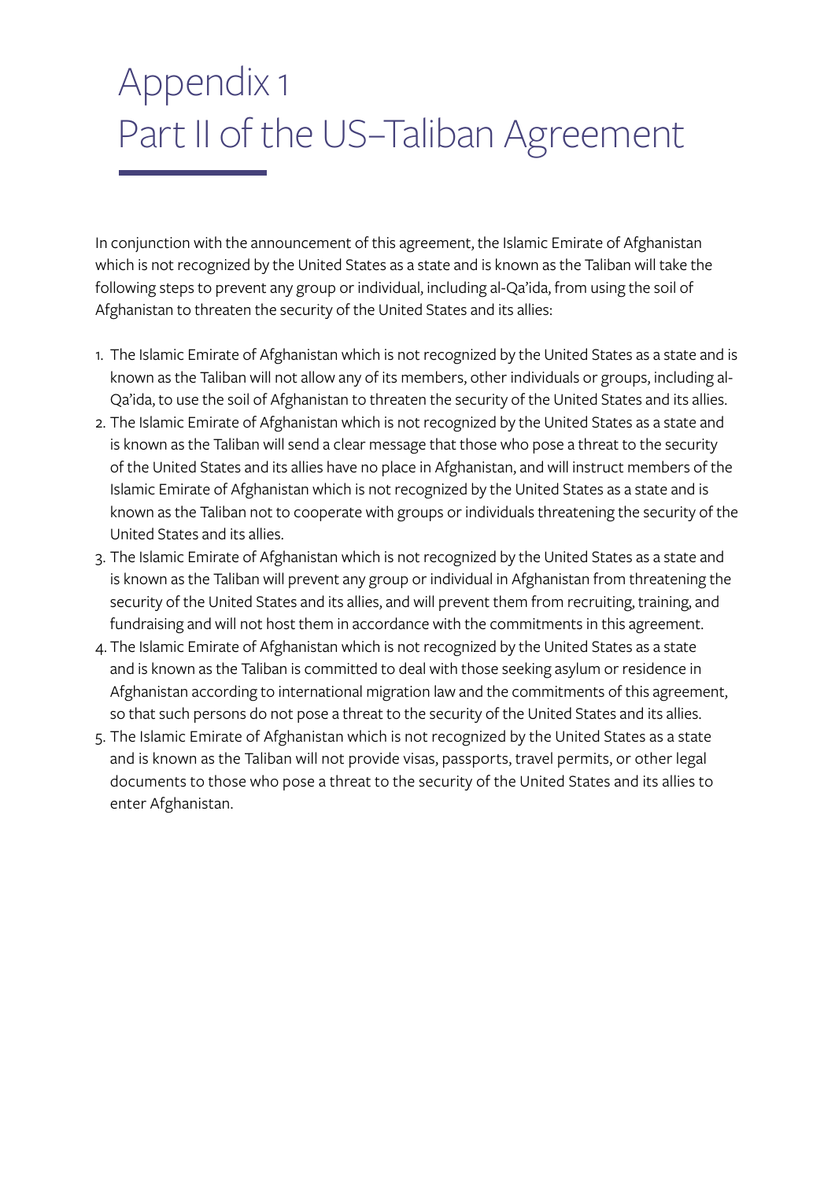# Appendix 1
# Part II of the US–Taliban Agreement

In conjunction with the announcement of this agreement, the Islamic Emirate of Afghanistan which is not recognized by the United States as a state and is known as the Taliban will take the following steps to prevent any group or individual, including al-Qa'ida, from using the soil of Afghanistan to threaten the security of the United States and its allies:

1. The Islamic Emirate of Afghanistan which is not recognized by the United States as a state and is known as the Taliban will not allow any of its members, other individuals or groups, including al-Qa'ida, to use the soil of Afghanistan to threaten the security of the United States and its allies.
2. The Islamic Emirate of Afghanistan which is not recognized by the United States as a state and is known as the Taliban will send a clear message that those who pose a threat to the security of the United States and its allies have no place in Afghanistan, and will instruct members of the Islamic Emirate of Afghanistan which is not recognized by the United States as a state and is known as the Taliban not to cooperate with groups or individuals threatening the security of the United States and its allies.
3. The Islamic Emirate of Afghanistan which is not recognized by the United States as a state and is known as the Taliban will prevent any group or individual in Afghanistan from threatening the security of the United States and its allies, and will prevent them from recruiting, training, and fundraising and will not host them in accordance with the commitments in this agreement.
4. The Islamic Emirate of Afghanistan which is not recognized by the United States as a state and is known as the Taliban is committed to deal with those seeking asylum or residence in Afghanistan according to international migration law and the commitments of this agreement, so that such persons do not pose a threat to the security of the United States and its allies.
5. The Islamic Emirate of Afghanistan which is not recognized by the United States as a state and is known as the Taliban will not provide visas, passports, travel permits, or other legal documents to those who pose a threat to the security of the United States and its allies to enter Afghanistan.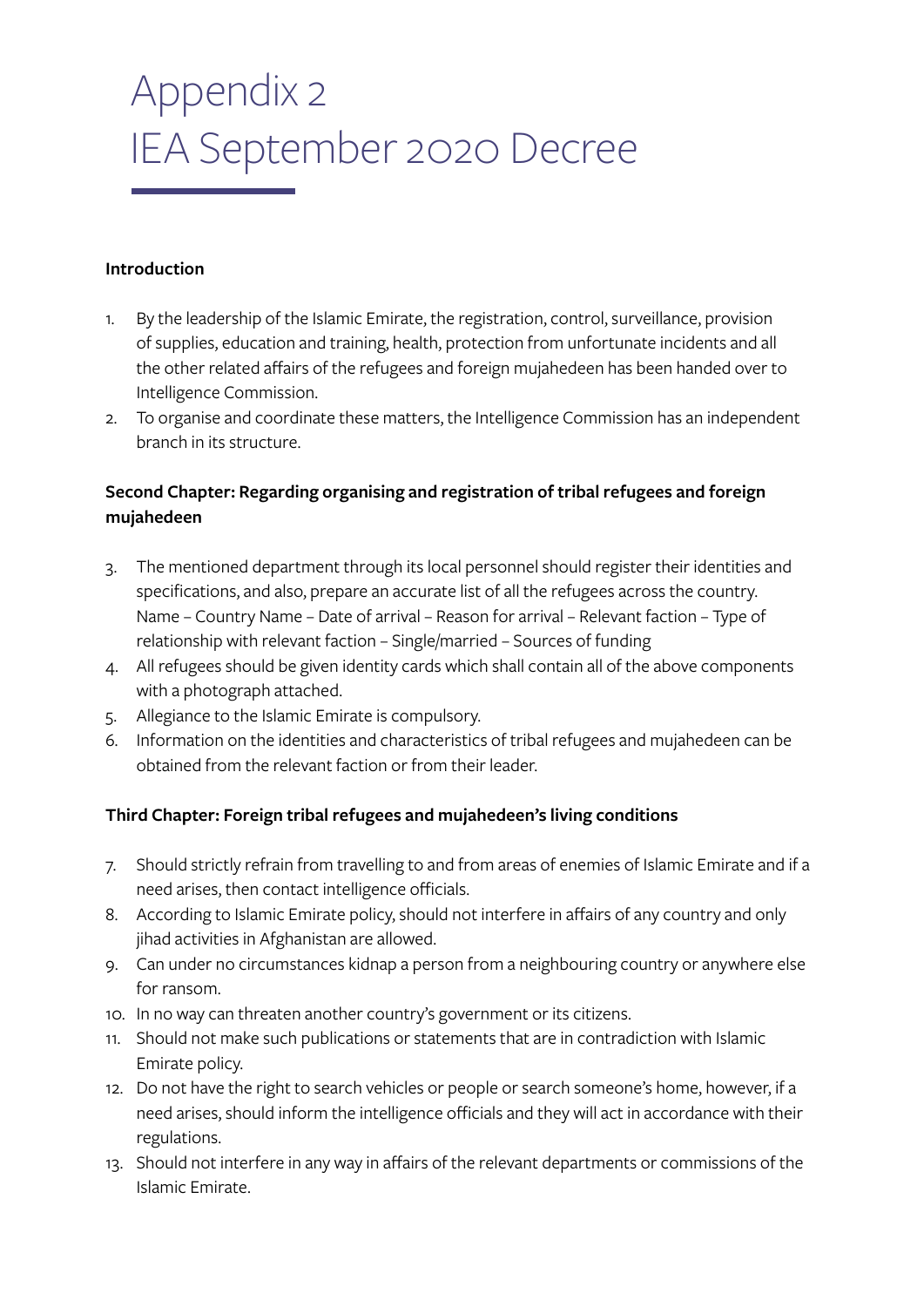# Appendix 2
# IEA September 2020 Decree

**Introduction**

1. By the leadership of the Islamic Emirate, the registration, control, surveillance, provision of supplies, education and training, health, protection from unfortunate incidents and all the other related affairs of the refugees and foreign mujahedeen has been handed over to Intelligence Commission.
2. To organise and coordinate these matters, the Intelligence Commission has an independent branch in its structure.

**Second Chapter: Regarding organising and registration of tribal refugees and foreign mujahedeen**

3. The mentioned department through its local personnel should register their identities and specifications, and also, prepare an accurate list of all the refugees across the country. Name – Country Name – Date of arrival – Reason for arrival – Relevant faction – Type of relationship with relevant faction – Single/married – Sources of funding
4. All refugees should be given identity cards which shall contain all of the above components with a photograph attached.
5. Allegiance to the Islamic Emirate is compulsory.
6. Information on the identities and characteristics of tribal refugees and mujahedeen can be obtained from the relevant faction or from their leader.

**Third Chapter: Foreign tribal refugees and mujahedeen's living conditions**

7. Should strictly refrain from travelling to and from areas of enemies of Islamic Emirate and if a need arises, then contact intelligence officials.
8. According to Islamic Emirate policy, should not interfere in affairs of any country and only jihad activities in Afghanistan are allowed.
9. Can under no circumstances kidnap a person from a neighbouring country or anywhere else for ransom.
10. In no way can threaten another country's government or its citizens.
11. Should not make such publications or statements that are in contradiction with Islamic Emirate policy.
12. Do not have the right to search vehicles or people or search someone's home, however, if a need arises, should inform the intelligence officials and they will act in accordance with their regulations.
13. Should not interfere in any way in affairs of the relevant departments or commissions of the Islamic Emirate.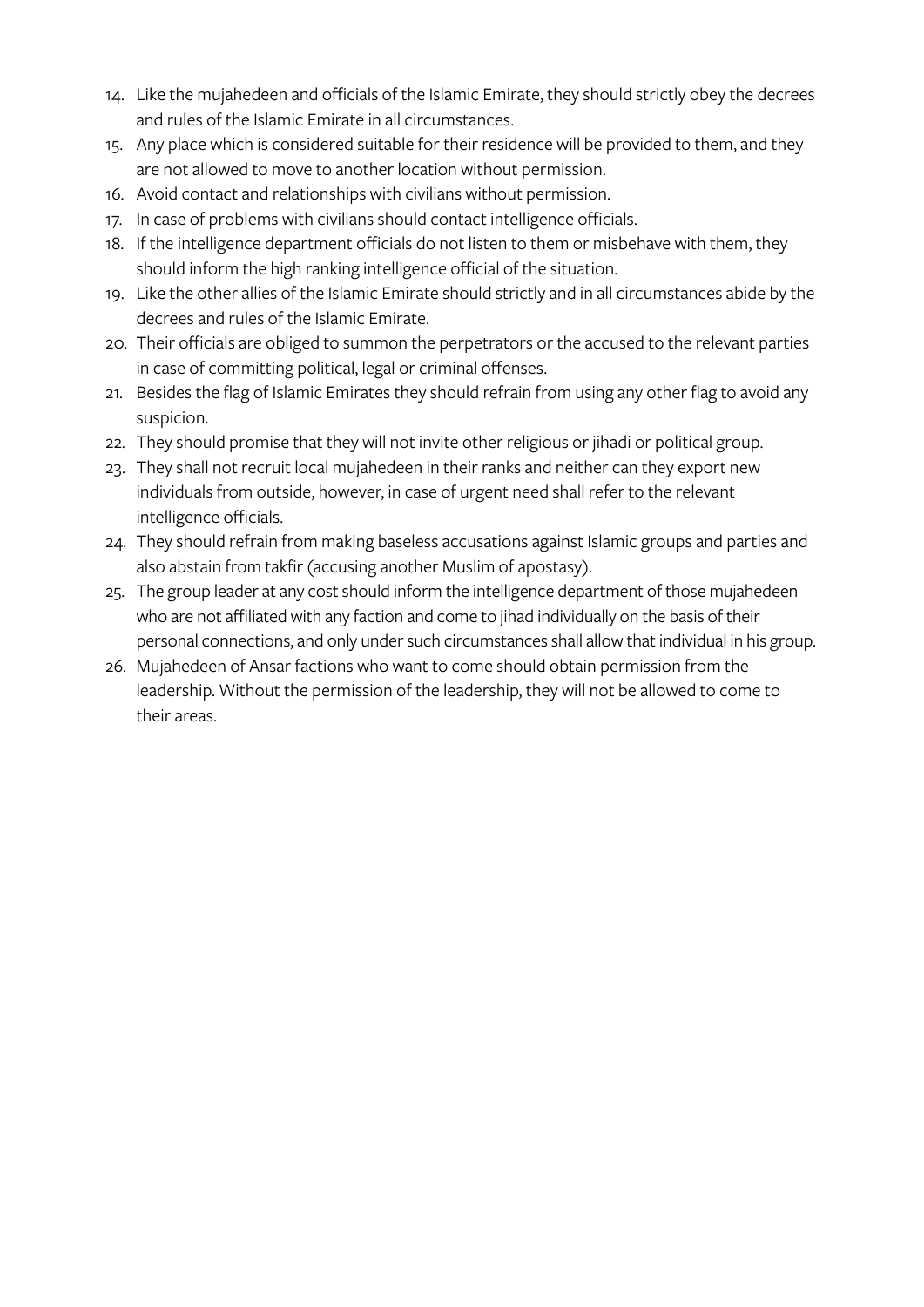14. Like the mujahedeen and officials of the Islamic Emirate, they should strictly obey the decrees and rules of the Islamic Emirate in all circumstances.
15. Any place which is considered suitable for their residence will be provided to them, and they are not allowed to move to another location without permission.
16. Avoid contact and relationships with civilians without permission.
17. In case of problems with civilians should contact intelligence officials.
18. If the intelligence department officials do not listen to them or misbehave with them, they should inform the high ranking intelligence official of the situation.
19. Like the other allies of the Islamic Emirate should strictly and in all circumstances abide by the decrees and rules of the Islamic Emirate.
20. Their officials are obliged to summon the perpetrators or the accused to the relevant parties in case of committing political, legal or criminal offenses.
21. Besides the flag of Islamic Emirates they should refrain from using any other flag to avoid any suspicion.
22. They should promise that they will not invite other religious or jihadi or political group.
23. They shall not recruit local mujahedeen in their ranks and neither can they export new individuals from outside, however, in case of urgent need shall refer to the relevant intelligence officials.
24. They should refrain from making baseless accusations against Islamic groups and parties and also abstain from takfir (accusing another Muslim of apostasy).
25. The group leader at any cost should inform the intelligence department of those mujahedeen who are not affiliated with any faction and come to jihad individually on the basis of their personal connections, and only under such circumstances shall allow that individual in his group.
26. Mujahedeen of Ansar factions who want to come should obtain permission from the leadership. Without the permission of the leadership, they will not be allowed to come to their areas.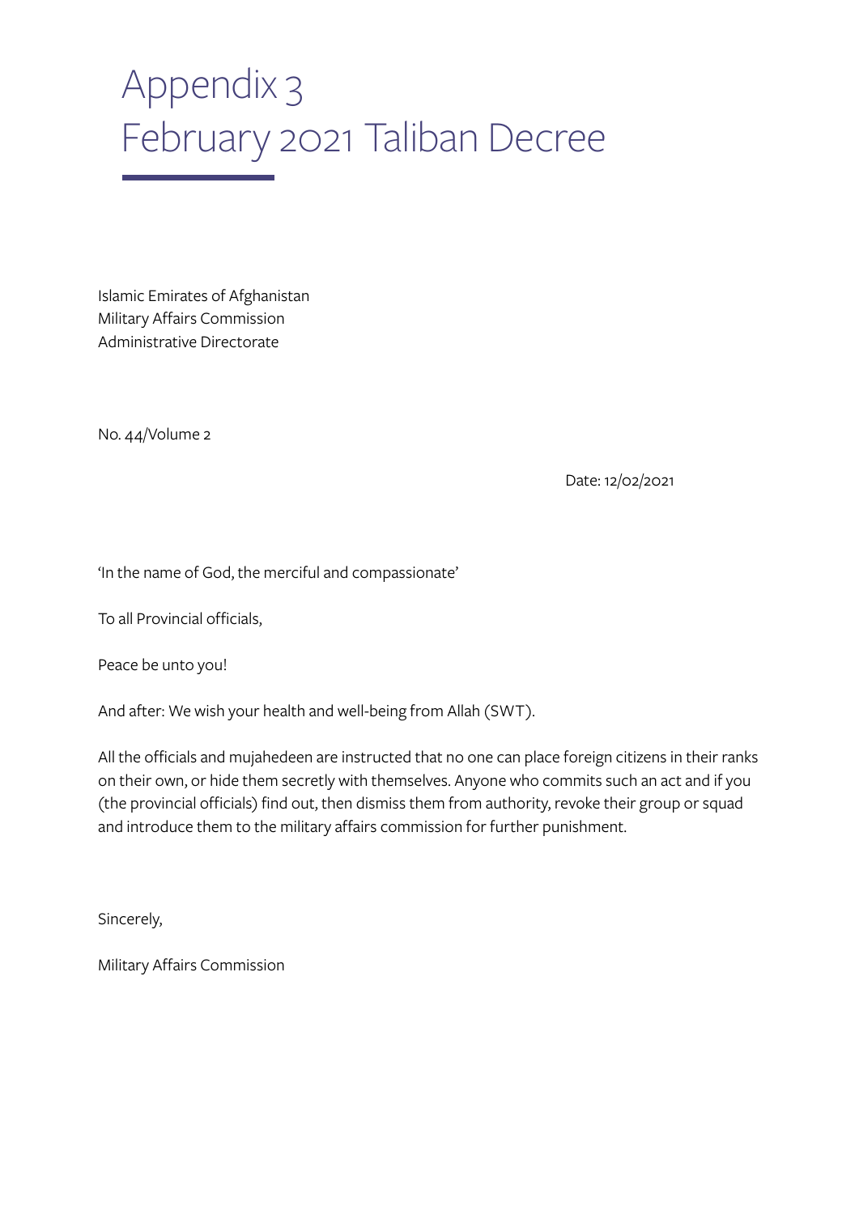# Appendix 3
# February 2021 Taliban Decree

Islamic Emirates of Afghanistan
Military Affairs Commission
Administrative Directorate

No. 44/Volume 2

Date: 12/02/2021

'In the name of God, the merciful and compassionate'

To all Provincial officials,

Peace be unto you!

And after: We wish your health and well-being from Allah (SWT).

All the officials and mujahedeen are instructed that no one can place foreign citizens in their ranks on their own, or hide them secretly with themselves. Anyone who commits such an act and if you (the provincial officials) find out, then dismiss them from authority, revoke their group or squad and introduce them to the military affairs commission for further punishment.

Sincerely,

Military Affairs Commission